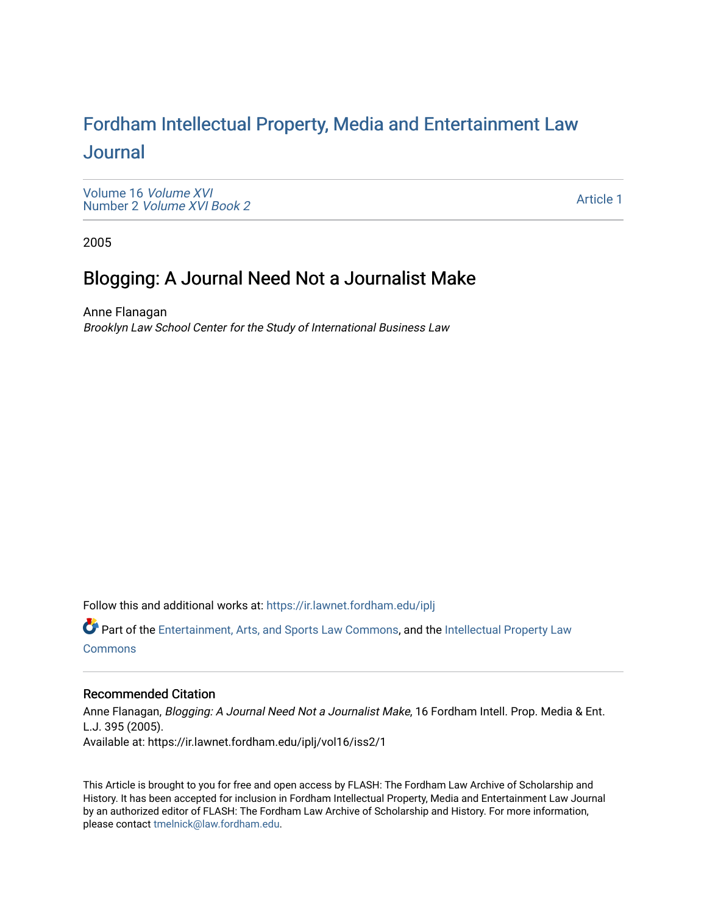# Fordham Intellectual Property, Media and Entertainment Law Journal

Volume 16 *Volume XVI*
Number 2 *Volume XVI Book 2*

Article 1

2005

## Blogging: A Journal Need Not a Journalist Make

Anne Flanagan
*Brooklyn Law School Center for the Study of International Business Law*

Follow this and additional works at: https://ir.lawnet.fordham.edu/iplj

Part of the Entertainment, Arts, and Sports Law Commons, and the Intellectual Property Law Commons

### Recommended Citation

Anne Flanagan, *Blogging: A Journal Need Not a Journalist Make*, 16 Fordham Intell. Prop. Media & Ent. L.J. 395 (2005).
Available at: https://ir.lawnet.fordham.edu/iplj/vol16/iss2/1

This Article is brought to you for free and open access by FLASH: The Fordham Law Archive of Scholarship and History. It has been accepted for inclusion in Fordham Intellectual Property, Media and Entertainment Law Journal by an authorized editor of FLASH: The Fordham Law Archive of Scholarship and History. For more information, please contact tmelnick@law.fordham.edu.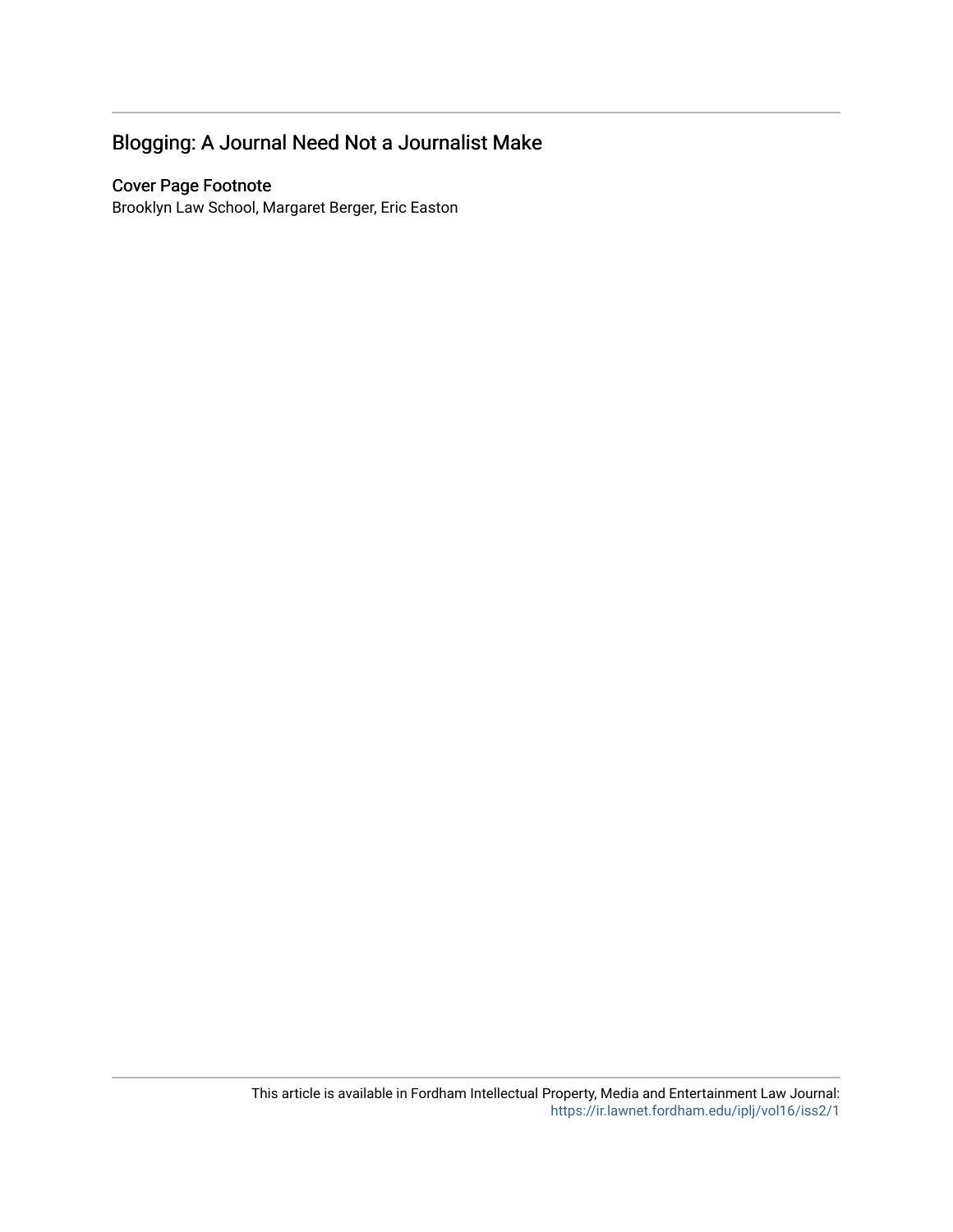## Blogging: A Journal Need Not a Journalist Make

### Cover Page Footnote

Brooklyn Law School, Margaret Berger, Eric Easton

This article is available in Fordham Intellectual Property, Media and Entertainment Law Journal: https://ir.lawnet.fordham.edu/iplj/vol16/iss2/1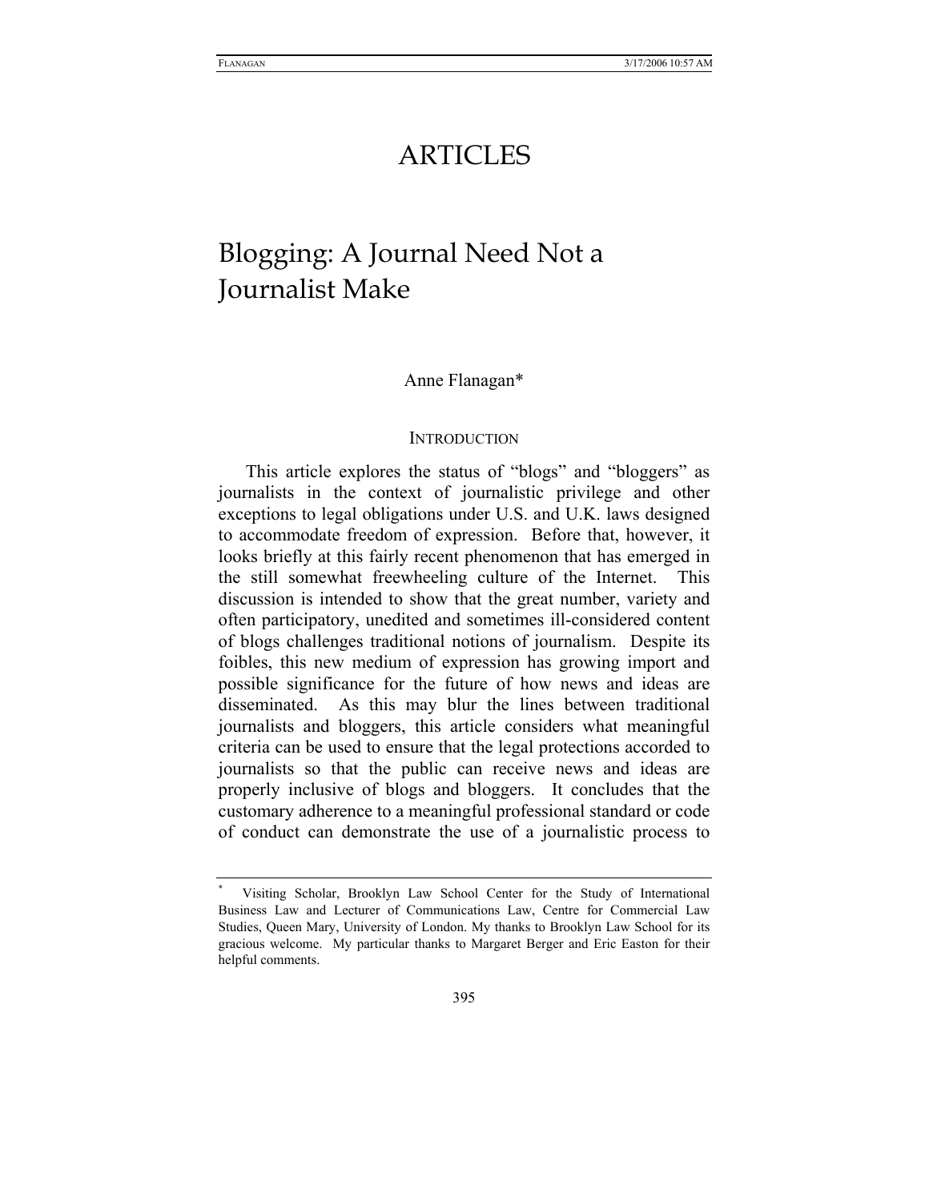# ARTICLES

# Blogging: A Journal Need Not a Journalist Make

Anne Flanagan*

## INTRODUCTION

This article explores the status of "blogs" and "bloggers" as journalists in the context of journalistic privilege and other exceptions to legal obligations under U.S. and U.K. laws designed to accommodate freedom of expression. Before that, however, it looks briefly at this fairly recent phenomenon that has emerged in the still somewhat freewheeling culture of the Internet. This discussion is intended to show that the great number, variety and often participatory, unedited and sometimes ill-considered content of blogs challenges traditional notions of journalism. Despite its foibles, this new medium of expression has growing import and possible significance for the future of how news and ideas are disseminated. As this may blur the lines between traditional journalists and bloggers, this article considers what meaningful criteria can be used to ensure that the legal protections accorded to journalists so that the public can receive news and ideas are properly inclusive of blogs and bloggers. It concludes that the customary adherence to a meaningful professional standard or code of conduct can demonstrate the use of a journalistic process to

---

* Visiting Scholar, Brooklyn Law School Center for the Study of International Business Law and Lecturer of Communications Law, Centre for Commercial Law Studies, Queen Mary, University of London. My thanks to Brooklyn Law School for its gracious welcome. My particular thanks to Margaret Berger and Eric Easton for their helpful comments.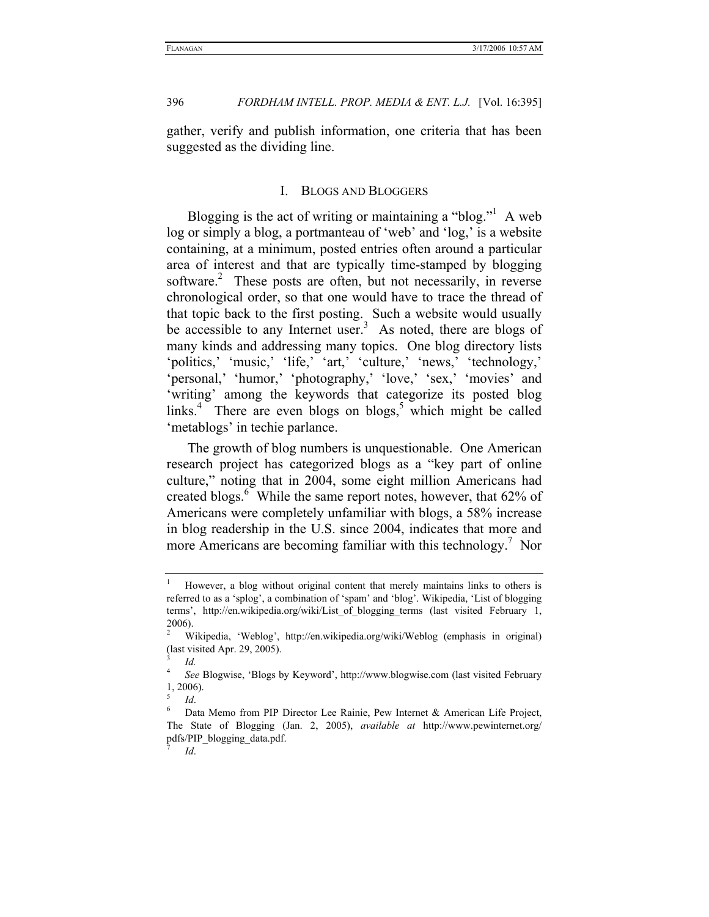gather, verify and publish information, one criteria that has been suggested as the dividing line.

## I. Blogs and Bloggers

Blogging is the act of writing or maintaining a "blog."[1] A web log or simply a blog, a portmanteau of 'web' and 'log,' is a website containing, at a minimum, posted entries often around a particular area of interest and that are typically time-stamped by blogging software.[2] These posts are often, but not necessarily, in reverse chronological order, so that one would have to trace the thread of that topic back to the first posting. Such a website would usually be accessible to any Internet user.[3] As noted, there are blogs of many kinds and addressing many topics. One blog directory lists 'politics,' 'music,' 'life,' 'art,' 'culture,' 'news,' 'technology,' 'personal,' 'humor,' 'photography,' 'love,' 'sex,' 'movies' and 'writing' among the keywords that categorize its posted blog links.[4] There are even blogs on blogs,[5] which might be called 'metablogs' in techie parlance.

The growth of blog numbers is unquestionable. One American research project has categorized blogs as a "key part of online culture," noting that in 2004, some eight million Americans had created blogs.[6] While the same report notes, however, that 62% of Americans were completely unfamiliar with blogs, a 58% increase in blog readership in the U.S. since 2004, indicates that more and more Americans are becoming familiar with this technology.[7] Nor

---

1. However, a blog without original content that merely maintains links to others is referred to as a 'splog', a combination of 'spam' and 'blog'. Wikipedia, 'List of blogging terms', http://en.wikipedia.org/wiki/List_of_blogging_terms (last visited February 1, 2006).
2. Wikipedia, 'Weblog', http://en.wikipedia.org/wiki/Weblog (emphasis in original) (last visited Apr. 29, 2005).
3. *Id.*
4. *See* Blogwise, 'Blogs by Keyword', http://www.blogwise.com (last visited February 1, 2006).
5. *Id*.
6. Data Memo from PIP Director Lee Rainie, Pew Internet & American Life Project, The State of Blogging (Jan. 2, 2005), *available at* http://www.pewinternet.org/pdfs/PIP_blogging_data.pdf.
7. *Id*.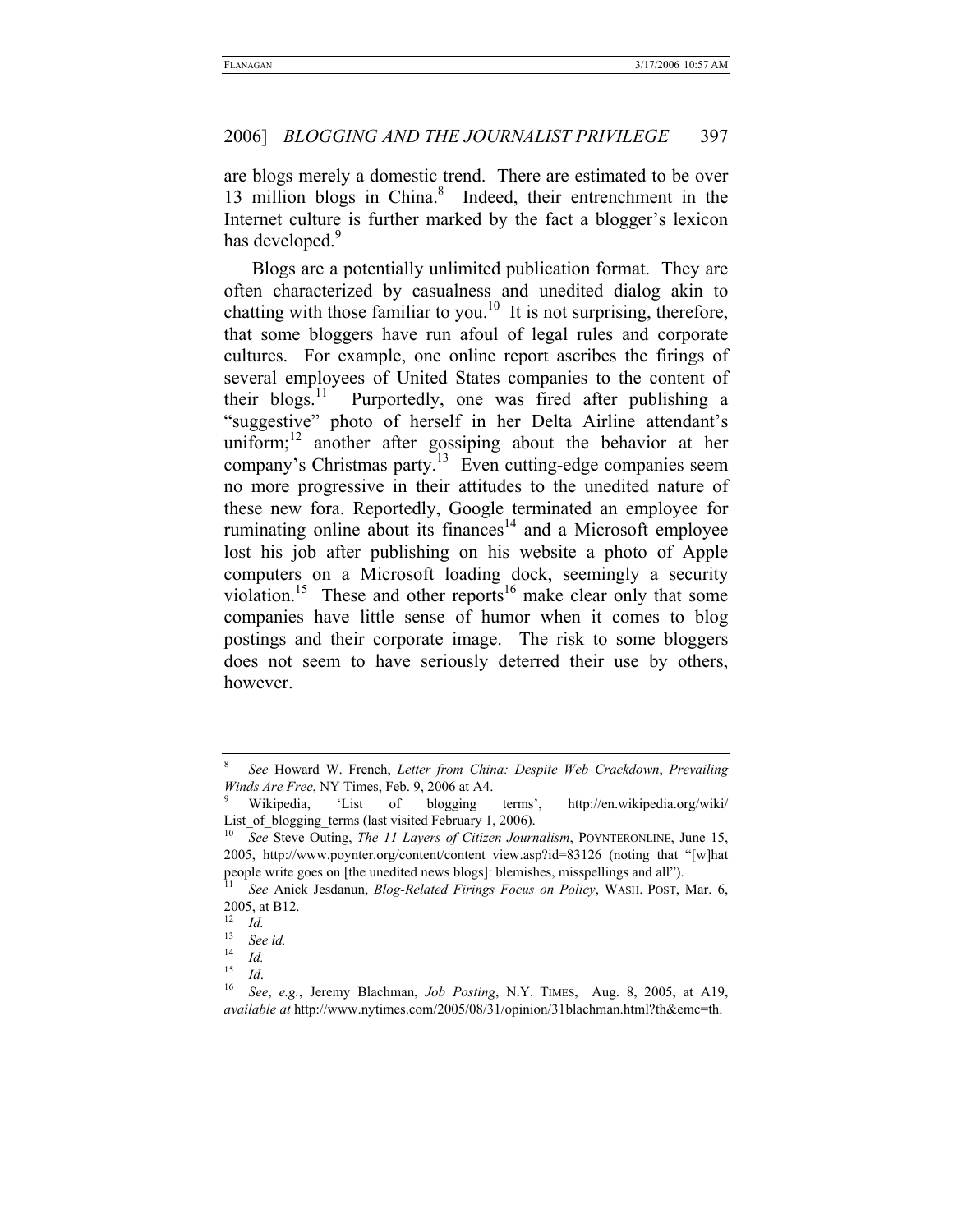are blogs merely a domestic trend. There are estimated to be over 13 million blogs in China.[8] Indeed, their entrenchment in the Internet culture is further marked by the fact a blogger's lexicon has developed.[9]

Blogs are a potentially unlimited publication format. They are often characterized by casualness and unedited dialog akin to chatting with those familiar to you.[10] It is not surprising, therefore, that some bloggers have run afoul of legal rules and corporate cultures. For example, one online report ascribes the firings of several employees of United States companies to the content of their blogs.[11] Purportedly, one was fired after publishing a "suggestive" photo of herself in her Delta Airline attendant's uniform;[12] another after gossiping about the behavior at her company's Christmas party.[13] Even cutting-edge companies seem no more progressive in their attitudes to the unedited nature of these new fora. Reportedly, Google terminated an employee for ruminating online about its finances[14] and a Microsoft employee lost his job after publishing on his website a photo of Apple computers on a Microsoft loading dock, seemingly a security violation.[15] These and other reports[16] make clear only that some companies have little sense of humor when it comes to blog postings and their corporate image. The risk to some bloggers does not seem to have seriously deterred their use by others, however.

---

[8] *See* Howard W. French, *Letter from China: Despite Web Crackdown*, *Prevailing Winds Are Free*, NY Times, Feb. 9, 2006 at A4.

[9] Wikipedia, 'List of blogging terms', http://en.wikipedia.org/wiki/List_of_blogging_terms (last visited February 1, 2006).

[10] *See* Steve Outing, *The 11 Layers of Citizen Journalism*, POYNTERONLINE, June 15, 2005, http://www.poynter.org/content/content_view.asp?id=83126 (noting that "[w]hat people write goes on [the unedited news blogs]: blemishes, misspellings and all").

[11] *See* Anick Jesdanun, *Blog-Related Firings Focus on Policy*, WASH. POST, Mar. 6, 2005, at B12.

[12] *Id.*

[13] *See id.*

[14] *Id.*

[15] *Id*.

[16] *See*, *e.g.*, Jeremy Blachman, *Job Posting*, N.Y. TIMES, Aug. 8, 2005, at A19, *available at* http://www.nytimes.com/2005/08/31/opinion/31blachman.html?th&emc=th.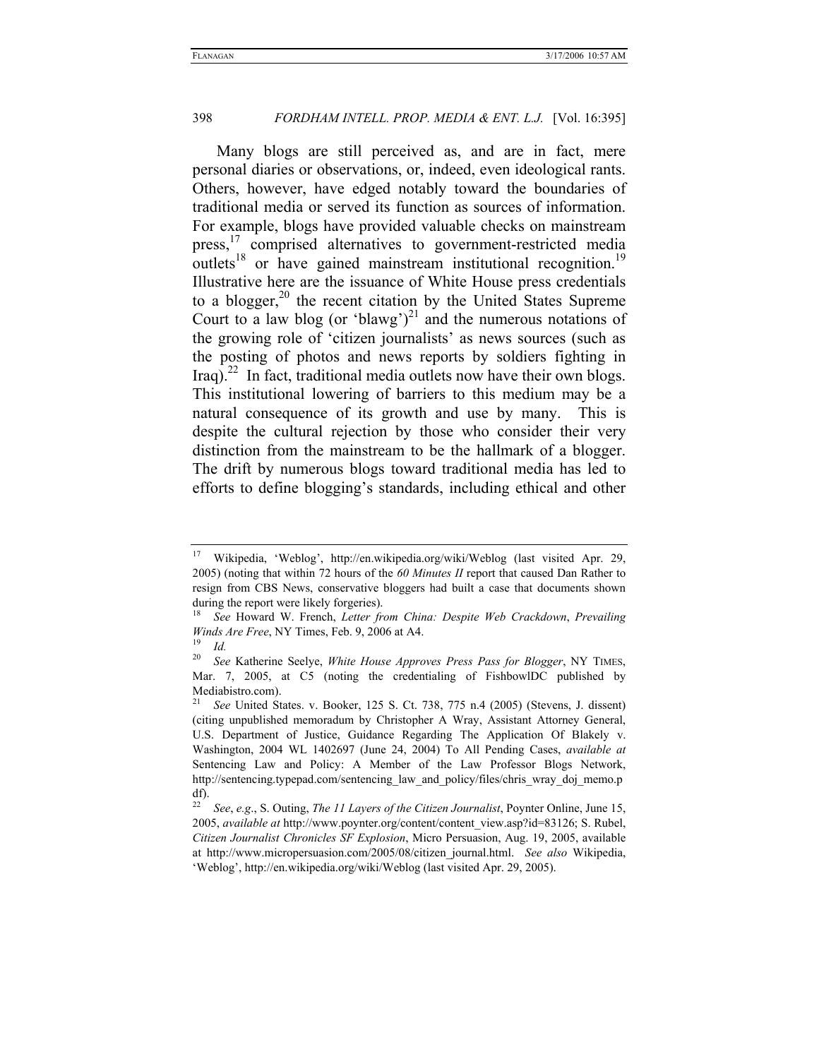Many blogs are still perceived as, and are in fact, mere personal diaries or observations, or, indeed, even ideological rants. Others, however, have edged notably toward the boundaries of traditional media or served its function as sources of information. For example, blogs have provided valuable checks on mainstream press,[17] comprised alternatives to government-restricted media outlets[18] or have gained mainstream institutional recognition.[19] Illustrative here are the issuance of White House press credentials to a blogger,[20] the recent citation by the United States Supreme Court to a law blog (or 'blawg')[21] and the numerous notations of the growing role of 'citizen journalists' as news sources (such as the posting of photos and news reports by soldiers fighting in Iraq).[22] In fact, traditional media outlets now have their own blogs. This institutional lowering of barriers to this medium may be a natural consequence of its growth and use by many. This is despite the cultural rejection by those who consider their very distinction from the mainstream to be the hallmark of a blogger. The drift by numerous blogs toward traditional media has led to efforts to define blogging's standards, including ethical and other

---

[17] Wikipedia, 'Weblog', http://en.wikipedia.org/wiki/Weblog (last visited Apr. 29, 2005) (noting that within 72 hours of the *60 Minutes II* report that caused Dan Rather to resign from CBS News, conservative bloggers had built a case that documents shown during the report were likely forgeries).

[18] *See* Howard W. French, *Letter from China: Despite Web Crackdown*, *Prevailing Winds Are Free*, NY Times, Feb. 9, 2006 at A4.

[19] *Id.*

[20] *See* Katherine Seelye, *White House Approves Press Pass for Blogger*, NY TIMES, Mar. 7, 2005, at C5 (noting the credentialing of FishbowlDC published by Mediabistro.com).

[21] *See* United States. v. Booker, 125 S. Ct. 738, 775 n.4 (2005) (Stevens, J. dissent) (citing unpublished memoradum by Christopher A Wray, Assistant Attorney General, U.S. Department of Justice, Guidance Regarding The Application Of Blakely v. Washington, 2004 WL 1402697 (June 24, 2004) To All Pending Cases, *available at* Sentencing Law and Policy: A Member of the Law Professor Blogs Network, http://sentencing.typepad.com/sentencing_law_and_policy/files/chris_wray_doj_memo.pdf).

[22] *See*, *e.g*., S. Outing, *The 11 Layers of the Citizen Journalist*, Poynter Online, June 15, 2005, *available at* http://www.poynter.org/content/content_view.asp?id=83126; S. Rubel, *Citizen Journalist Chronicles SF Explosion*, Micro Persuasion, Aug. 19, 2005, available at http://www.micropersuasion.com/2005/08/citizen_journal.html. *See also* Wikipedia, 'Weblog', http://en.wikipedia.org/wiki/Weblog (last visited Apr. 29, 2005).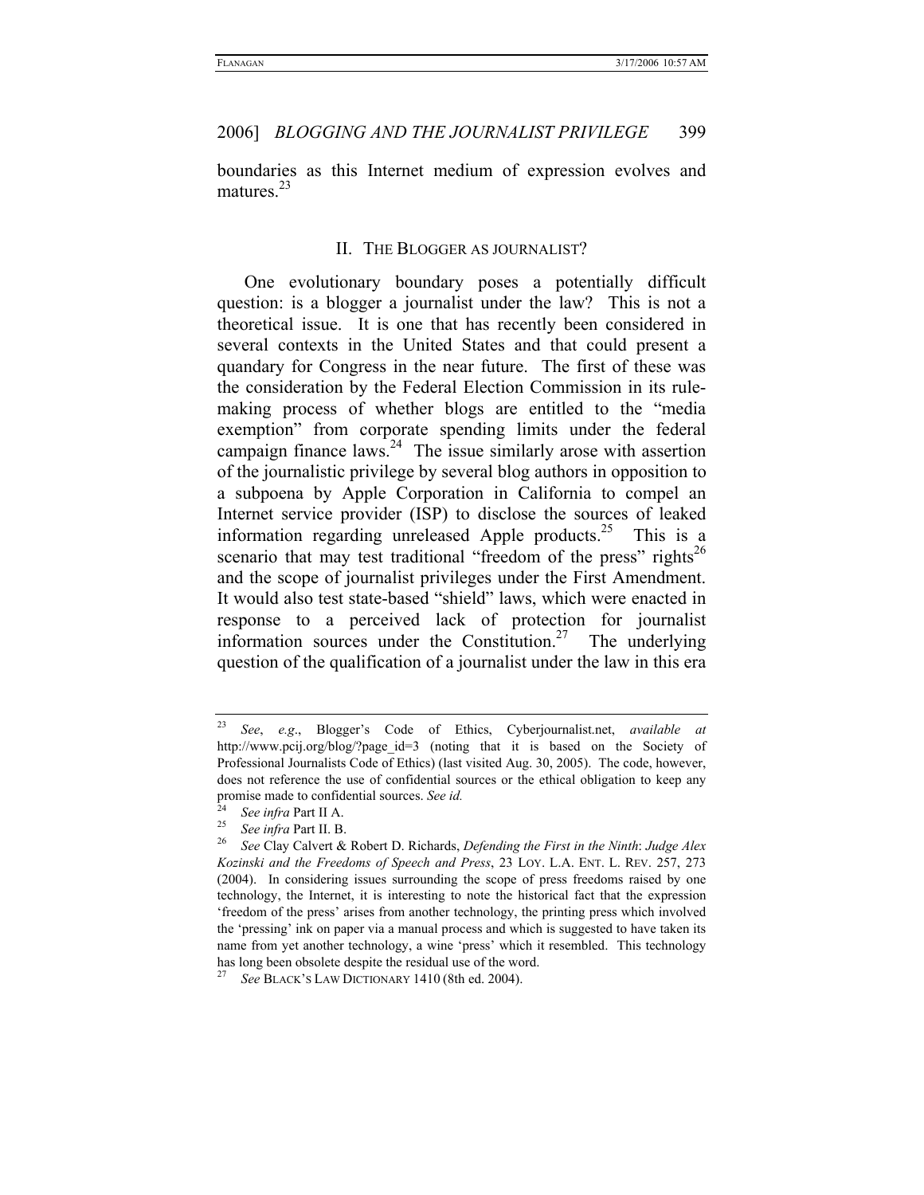boundaries as this Internet medium of expression evolves and matures.[23]

## II. THE BLOGGER AS JOURNALIST?

One evolutionary boundary poses a potentially difficult question: is a blogger a journalist under the law? This is not a theoretical issue. It is one that has recently been considered in several contexts in the United States and that could present a quandary for Congress in the near future. The first of these was the consideration by the Federal Election Commission in its rule-making process of whether blogs are entitled to the "media exemption" from corporate spending limits under the federal campaign finance laws.[24] The issue similarly arose with assertion of the journalistic privilege by several blog authors in opposition to a subpoena by Apple Corporation in California to compel an Internet service provider (ISP) to disclose the sources of leaked information regarding unreleased Apple products.[25] This is a scenario that may test traditional "freedom of the press" rights[26] and the scope of journalist privileges under the First Amendment. It would also test state-based "shield" laws, which were enacted in response to a perceived lack of protection for journalist information sources under the Constitution.[27] The underlying question of the qualification of a journalist under the law in this era

---

[23] *See*, *e.g*., Blogger's Code of Ethics, Cyberjournalist.net, *available at* http://www.pcij.org/blog/?page_id=3 (noting that it is based on the Society of Professional Journalists Code of Ethics) (last visited Aug. 30, 2005). The code, however, does not reference the use of confidential sources or the ethical obligation to keep any promise made to confidential sources. *See id.*

[24] *See infra* Part II A.

[25] *See infra* Part II. B.

[26] *See* Clay Calvert & Robert D. Richards, *Defending the First in the Ninth*: *Judge Alex Kozinski and the Freedoms of Speech and Press*, 23 LOY. L.A. ENT. L. REV. 257, 273 (2004). In considering issues surrounding the scope of press freedoms raised by one technology, the Internet, it is interesting to note the historical fact that the expression 'freedom of the press' arises from another technology, the printing press which involved the 'pressing' ink on paper via a manual process and which is suggested to have taken its name from yet another technology, a wine 'press' which it resembled. This technology has long been obsolete despite the residual use of the word.

[27] *See* BLACK'S LAW DICTIONARY 1410 (8th ed. 2004).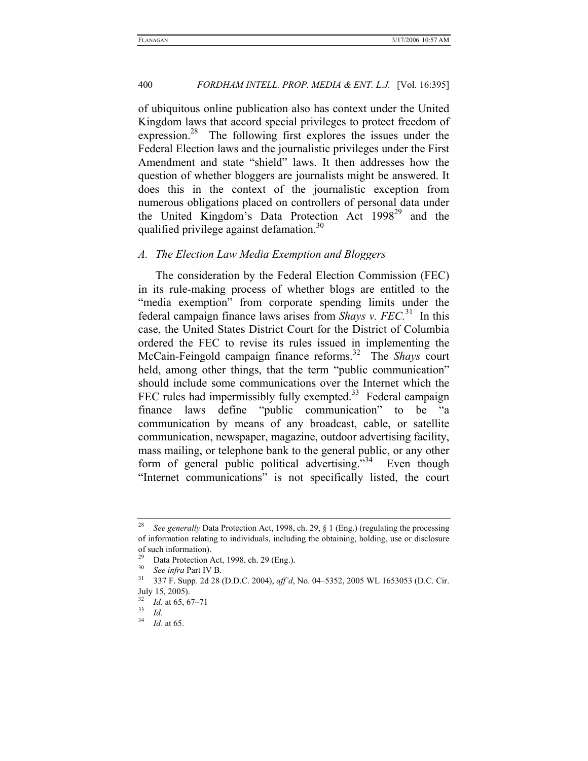of ubiquitous online publication also has context under the United Kingdom laws that accord special privileges to protect freedom of expression.[28] The following first explores the issues under the Federal Election laws and the journalistic privileges under the First Amendment and state "shield" laws. It then addresses how the question of whether bloggers are journalists might be answered. It does this in the context of the journalistic exception from numerous obligations placed on controllers of personal data under the United Kingdom's Data Protection Act 1998[29] and the qualified privilege against defamation.[30]

### *A. The Election Law Media Exemption and Bloggers*

The consideration by the Federal Election Commission (FEC) in its rule-making process of whether blogs are entitled to the "media exemption" from corporate spending limits under the federal campaign finance laws arises from ***Shays v. FEC***.[31] In this case, the United States District Court for the District of Columbia ordered the FEC to revise its rules issued in implementing the McCain-Feingold campaign finance reforms.[32] The *Shays* court held, among other things, that the term "public communication" should include some communications over the Internet which the FEC rules had impermissibly fully exempted.[33] Federal campaign finance laws define "public communication" to be "a communication by means of any broadcast, cable, or satellite communication, newspaper, magazine, outdoor advertising facility, mass mailing, or telephone bank to the general public, or any other form of general public political advertising."[34] Even though "Internet communications" is not specifically listed, the court

---

[28] *See generally* Data Protection Act, 1998, ch. 29, § 1 (Eng.) (regulating the processing of information relating to individuals, including the obtaining, holding, use or disclosure of such information).

[29] Data Protection Act, 1998, ch. 29 (Eng.).

[30] *See infra* Part IV B.

[31] 337 F. Supp. 2d 28 (D.D.C. 2004), *aff'd*, No. 04–5352, 2005 WL 1653053 (D.C. Cir. July 15, 2005).

[32] *Id.* at 65, 67–71

[33] *Id.*

[34] *Id.* at 65.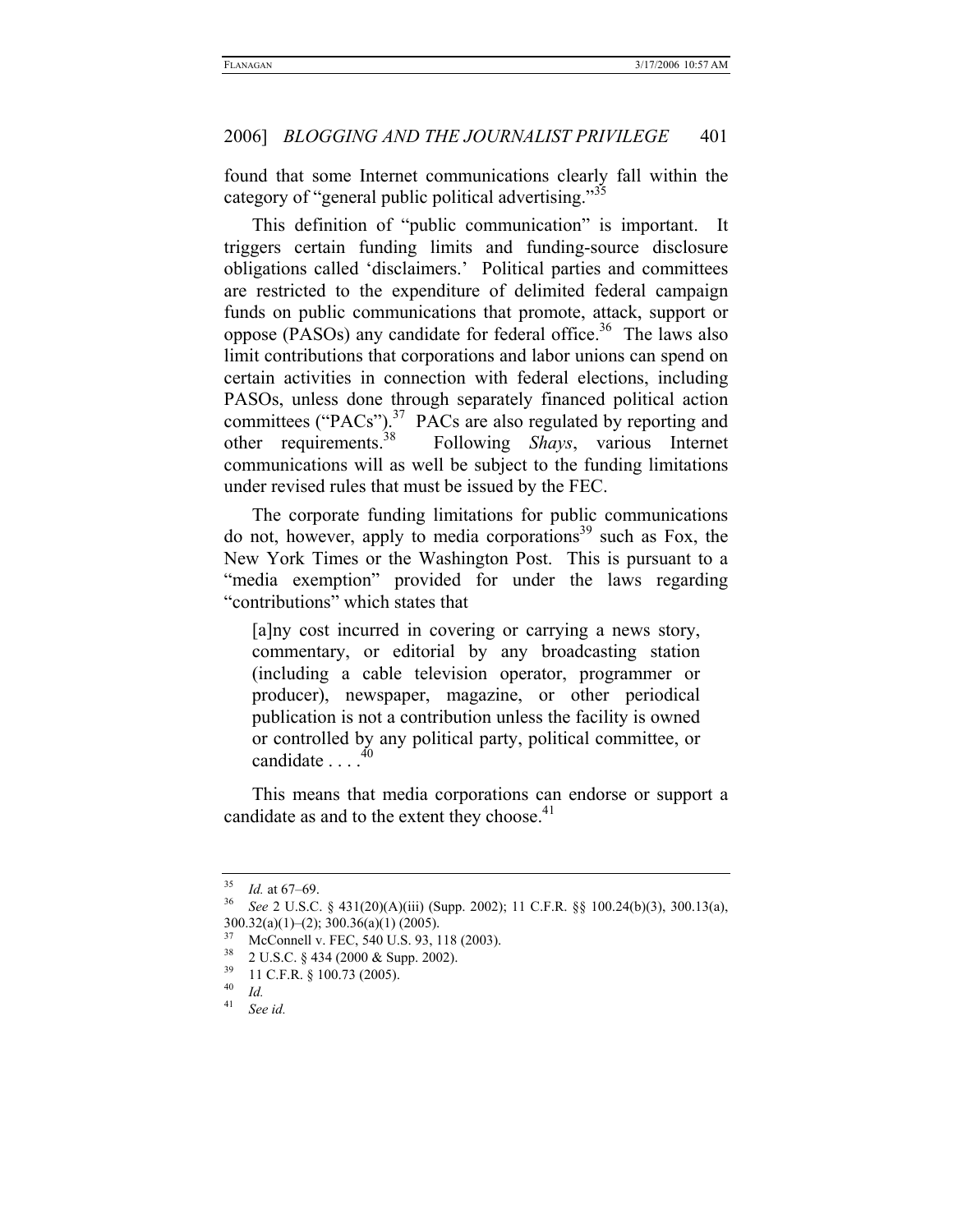found that some Internet communications clearly fall within the category of "general public political advertising."[35]

This definition of "public communication" is important. It triggers certain funding limits and funding-source disclosure obligations called 'disclaimers.' Political parties and committees are restricted to the expenditure of delimited federal campaign funds on public communications that promote, attack, support or oppose (PASOs) any candidate for federal office.[36] The laws also limit contributions that corporations and labor unions can spend on certain activities in connection with federal elections, including PASOs, unless done through separately financed political action committees ("PACs").[37] PACs are also regulated by reporting and other requirements.[38] Following *Shays*, various Internet communications will as well be subject to the funding limitations under revised rules that must be issued by the FEC.

The corporate funding limitations for public communications do not, however, apply to media corporations[39] such as Fox, the New York Times or the Washington Post. This is pursuant to a "media exemption" provided for under the laws regarding "contributions" which states that

> [a]ny cost incurred in covering or carrying a news story, commentary, or editorial by any broadcasting station (including a cable television operator, programmer or producer), newspaper, magazine, or other periodical publication is not a contribution unless the facility is owned or controlled by any political party, political committee, or candidate . . . .[40]

This means that media corporations can endorse or support a candidate as and to the extent they choose.[41]

---

[35] *Id.* at 67–69.

[36] *See* 2 U.S.C. § 431(20)(A)(iii) (Supp. 2002); 11 C.F.R. §§ 100.24(b)(3), 300.13(a), 300.32(a)(1)–(2); 300.36(a)(1) (2005).

[37] McConnell v. FEC, 540 U.S. 93, 118 (2003).

[38] 2 U.S.C. § 434 (2000 & Supp. 2002).

[39] 11 C.F.R. § 100.73 (2005).

[40] *Id.*

[41] *See id.*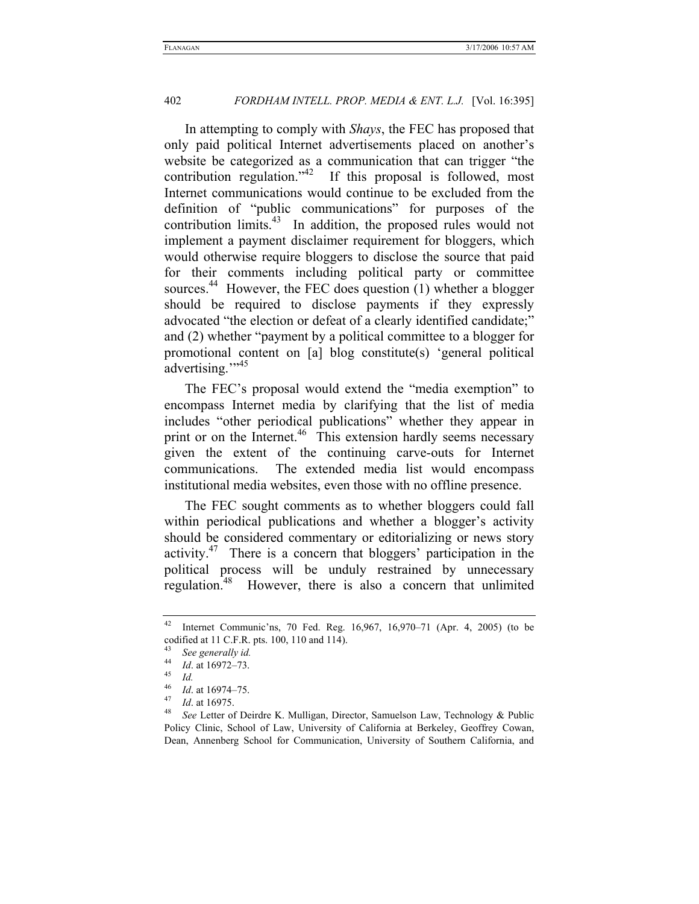In attempting to comply with *Shays*, the FEC has proposed that only paid political Internet advertisements placed on another's website be categorized as a communication that can trigger "the contribution regulation."[42] If this proposal is followed, most Internet communications would continue to be excluded from the definition of "public communications" for purposes of the contribution limits.[43] In addition, the proposed rules would not implement a payment disclaimer requirement for bloggers, which would otherwise require bloggers to disclose the source that paid for their comments including political party or committee sources.[44] However, the FEC does question (1) whether a blogger should be required to disclose payments if they expressly advocated "the election or defeat of a clearly identified candidate;" and (2) whether "payment by a political committee to a blogger for promotional content on [a] blog constitute(s) 'general political advertising.'"[45]

The FEC's proposal would extend the "media exemption" to encompass Internet media by clarifying that the list of media includes "other periodical publications" whether they appear in print or on the Internet.[46] This extension hardly seems necessary given the extent of the continuing carve-outs for Internet communications. The extended media list would encompass institutional media websites, even those with no offline presence.

The FEC sought comments as to whether bloggers could fall within periodical publications and whether a blogger's activity should be considered commentary or editorializing or news story activity.[47] There is a concern that bloggers' participation in the political process will be unduly restrained by unnecessary regulation.[48] However, there is also a concern that unlimited

---

[42] Internet Communic'ns, 70 Fed. Reg. 16,967, 16,970–71 (Apr. 4, 2005) (to be codified at 11 C.F.R. pts. 100, 110 and 114).

[43] *See generally id.*

[44] *Id*. at 16972–73.

[45] *Id.*

[46] *Id*. at 16974–75.

[47] *Id*. at 16975.

[48] *See* Letter of Deirdre K. Mulligan, Director, Samuelson Law, Technology & Public Policy Clinic, School of Law, University of California at Berkeley, Geoffrey Cowan, Dean, Annenberg School for Communication, University of Southern California, and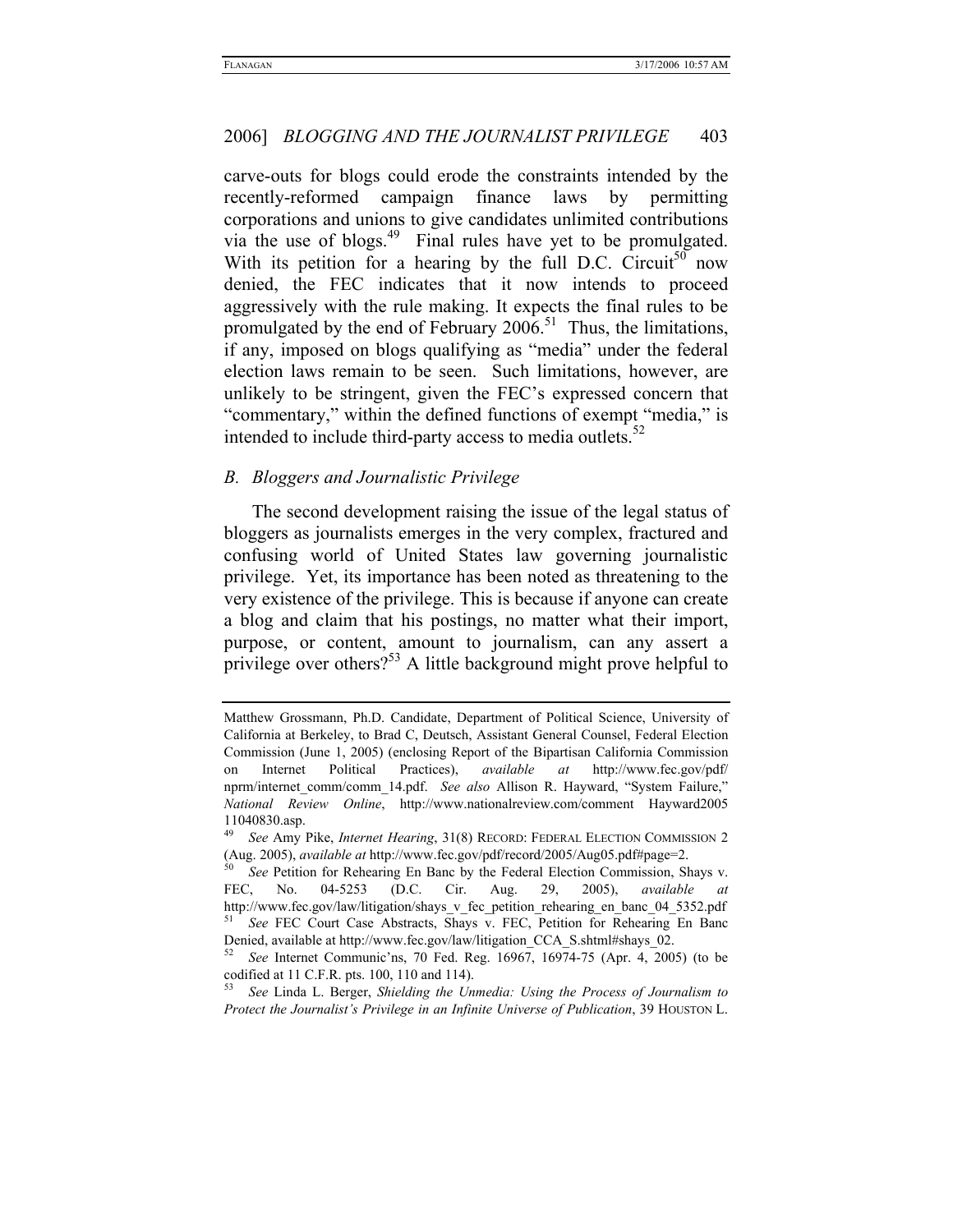carve-outs for blogs could erode the constraints intended by the recently-reformed campaign finance laws by permitting corporations and unions to give candidates unlimited contributions via the use of blogs.[49] Final rules have yet to be promulgated. With its petition for a hearing by the full D.C. Circuit[50] now denied, the FEC indicates that it now intends to proceed aggressively with the rule making. It expects the final rules to be promulgated by the end of February 2006.[51] Thus, the limitations, if any, imposed on blogs qualifying as "media" under the federal election laws remain to be seen. Such limitations, however, are unlikely to be stringent, given the FEC's expressed concern that "commentary," within the defined functions of exempt "media," is intended to include third-party access to media outlets.[52]

### *B. Bloggers and Journalistic Privilege*

The second development raising the issue of the legal status of bloggers as journalists emerges in the very complex, fractured and confusing world of United States law governing journalistic privilege. Yet, its importance has been noted as threatening to the very existence of the privilege. This is because if anyone can create a blog and claim that his postings, no matter what their import, purpose, or content, amount to journalism, can any assert a privilege over others?[53] A little background might prove helpful to

---

Matthew Grossmann, Ph.D. Candidate, Department of Political Science, University of California at Berkeley, to Brad C, Deutsch, Assistant General Counsel, Federal Election Commission (June 1, 2005) (enclosing Report of the Bipartisan California Commission on Internet Political Practices), *available at* http://www.fec.gov/pdf/nprm/internet_comm/comm_14.pdf. *See also* Allison R. Hayward, "System Failure," *National Review Online*, http://www.nationalreview.com/comment Hayward2005 11040830.asp.

[49] *See* Amy Pike, *Internet Hearing*, 31(8) RECORD: FEDERAL ELECTION COMMISSION 2 (Aug. 2005), *available at* http://www.fec.gov/pdf/record/2005/Aug05.pdf#page=2.

[50] *See* Petition for Rehearing En Banc by the Federal Election Commission, Shays v. FEC, No. 04-5253 (D.C. Cir. Aug. 29, 2005), *available at* http://www.fec.gov/law/litigation/shays_v_fec_petition_rehearing_en_banc_04_5352.pdf

[51] *See* FEC Court Case Abstracts, Shays v. FEC, Petition for Rehearing En Banc Denied, available at http://www.fec.gov/law/litigation_CCA_S.shtml#shays_02.

[52] *See* Internet Communic'ns, 70 Fed. Reg. 16967, 16974-75 (Apr. 4, 2005) (to be codified at 11 C.F.R. pts. 100, 110 and 114).

[53] *See* Linda L. Berger, *Shielding the Unmedia: Using the Process of Journalism to Protect the Journalist's Privilege in an Infinite Universe of Publication*, 39 HOUSTON L.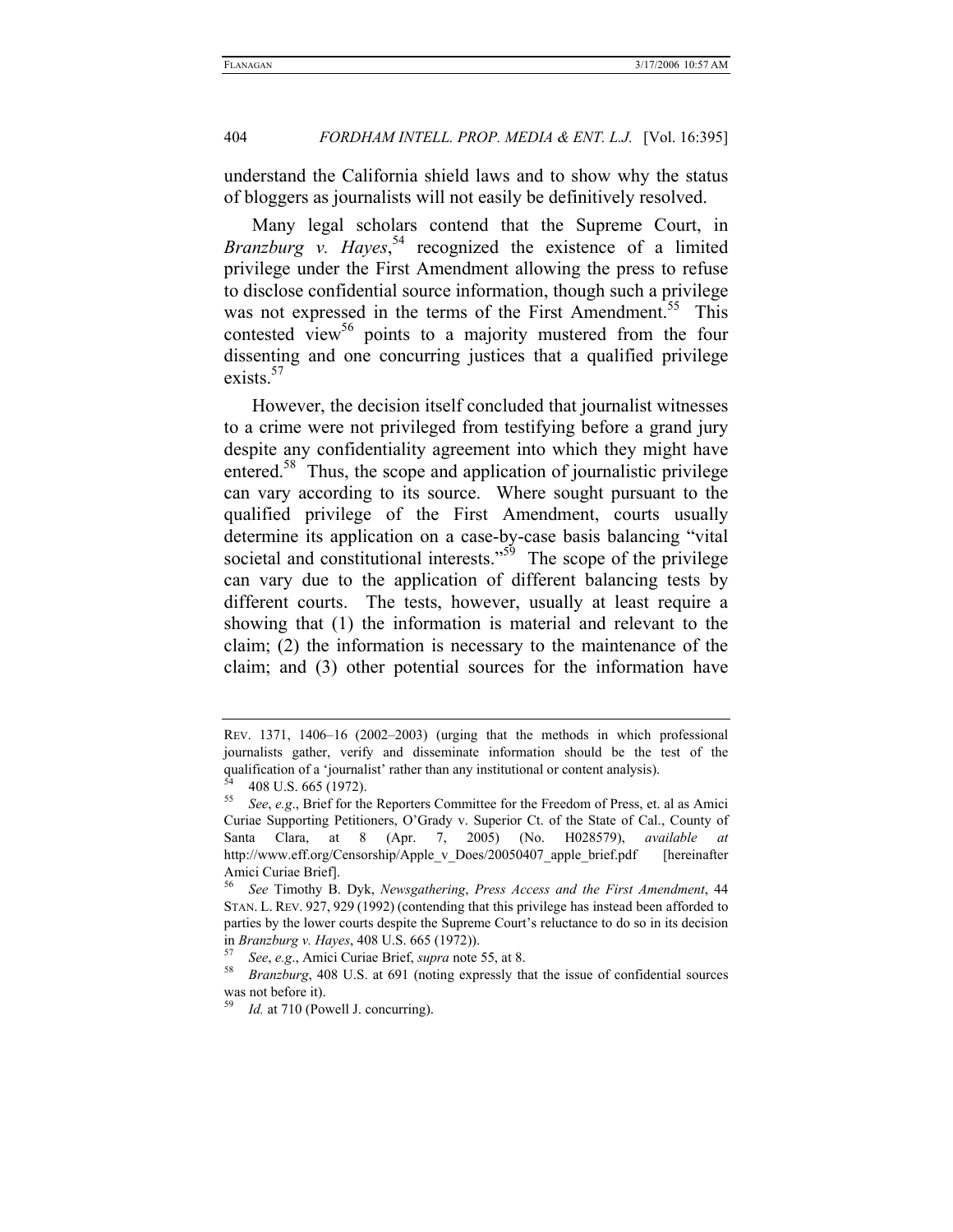understand the California shield laws and to show why the status of bloggers as journalists will not easily be definitively resolved.

Many legal scholars contend that the Supreme Court, in *Branzburg v. Hayes*,[54] recognized the existence of a limited privilege under the First Amendment allowing the press to refuse to disclose confidential source information, though such a privilege was not expressed in the terms of the First Amendment.[55] This contested view[56] points to a majority mustered from the four dissenting and one concurring justices that a qualified privilege exists.[57]

However, the decision itself concluded that journalist witnesses to a crime were not privileged from testifying before a grand jury despite any confidentiality agreement into which they might have entered.[58] Thus, the scope and application of journalistic privilege can vary according to its source. Where sought pursuant to the qualified privilege of the First Amendment, courts usually determine its application on a case-by-case basis balancing "vital societal and constitutional interests."[59] The scope of the privilege can vary due to the application of different balancing tests by different courts. The tests, however, usually at least require a showing that (1) the information is material and relevant to the claim; (2) the information is necessary to the maintenance of the claim; and (3) other potential sources for the information have

---

REV. 1371, 1406–16 (2002–2003) (urging that the methods in which professional journalists gather, verify and disseminate information should be the test of the qualification of a 'journalist' rather than any institutional or content analysis).

[54] 408 U.S. 665 (1972).

[55] *See*, *e.g*., Brief for the Reporters Committee for the Freedom of Press, et. al as Amici Curiae Supporting Petitioners, O'Grady v. Superior Ct. of the State of Cal., County of Santa Clara, at 8 (Apr. 7, 2005) (No. H028579), *available at* http://www.eff.org/Censorship/Apple_v_Does/20050407_apple_brief.pdf [hereinafter Amici Curiae Brief].

[56] *See* Timothy B. Dyk, *Newsgathering*, *Press Access and the First Amendment*, 44 STAN. L. REV. 927, 929 (1992) (contending that this privilege has instead been afforded to parties by the lower courts despite the Supreme Court's reluctance to do so in its decision in *Branzburg v. Hayes*, 408 U.S. 665 (1972)).

[57] *See*, *e.g*., Amici Curiae Brief, *supra* note 55, at 8.

[58] *Branzburg*, 408 U.S. at 691 (noting expressly that the issue of confidential sources was not before it).

[59] *Id.* at 710 (Powell J. concurring).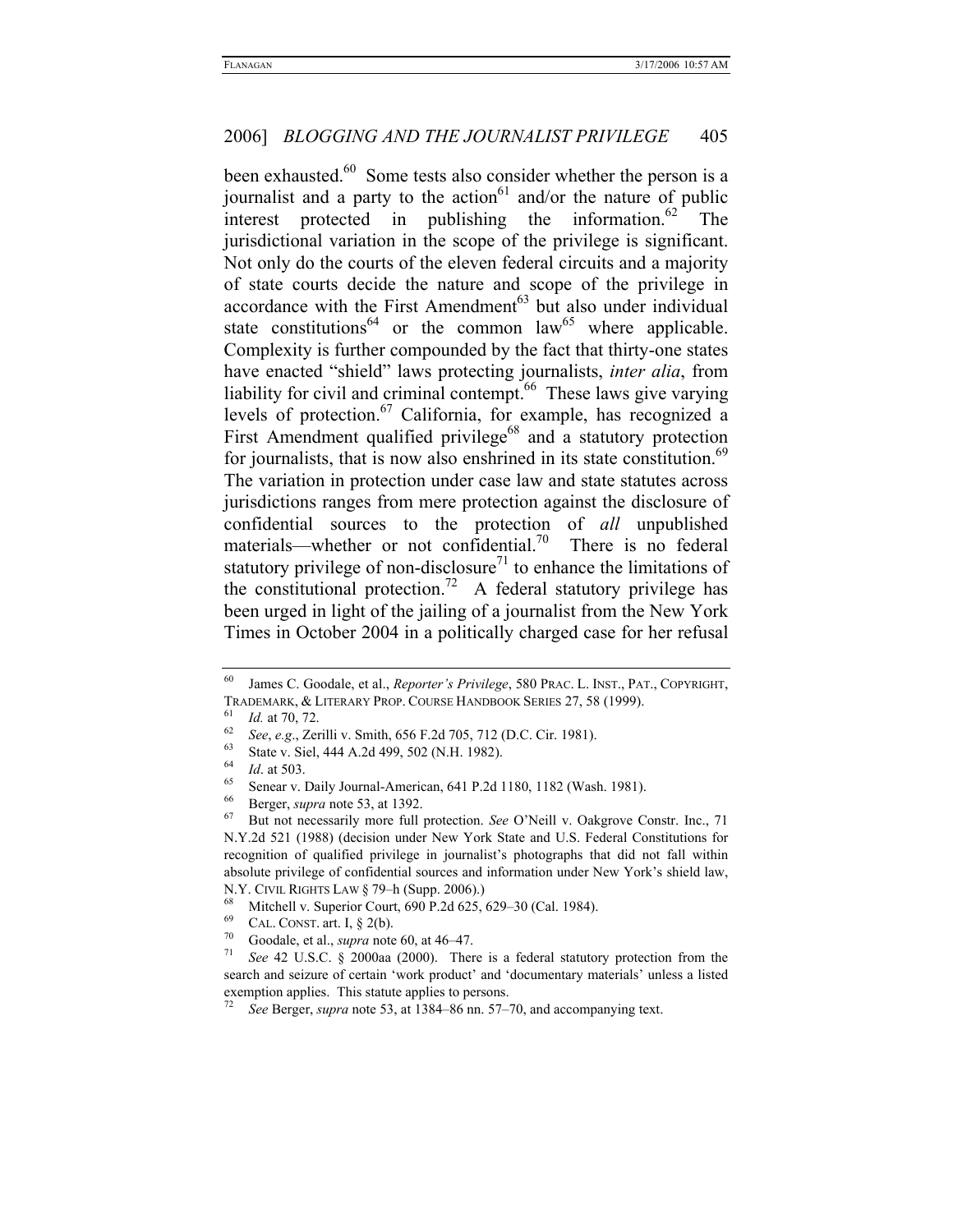been exhausted.[60] Some tests also consider whether the person is a journalist and a party to the action[61] and/or the nature of public interest protected in publishing the information.[62] The jurisdictional variation in the scope of the privilege is significant. Not only do the courts of the eleven federal circuits and a majority of state courts decide the nature and scope of the privilege in accordance with the First Amendment[63] but also under individual state constitutions[64] or the common law[65] where applicable. Complexity is further compounded by the fact that thirty-one states have enacted "shield" laws protecting journalists, *inter alia*, from liability for civil and criminal contempt.[66] These laws give varying levels of protection.[67] California, for example, has recognized a First Amendment qualified privilege[68] and a statutory protection for journalists, that is now also enshrined in its state constitution.[69] The variation in protection under case law and state statutes across jurisdictions ranges from mere protection against the disclosure of confidential sources to the protection of *all* unpublished materials—whether or not confidential.[70] There is no federal statutory privilege of non-disclosure[71] to enhance the limitations of the constitutional protection.[72] A federal statutory privilege has been urged in light of the jailing of a journalist from the New York Times in October 2004 in a politically charged case for her refusal

---

[60] James C. Goodale, et al., *Reporter's Privilege*, 580 PRAC. L. INST., PAT., COPYRIGHT, TRADEMARK, & LITERARY PROP. COURSE HANDBOOK SERIES 27, 58 (1999).

[61] *Id.* at 70, 72.

[62] *See*, *e.g.*, Zerilli v. Smith, 656 F.2d 705, 712 (D.C. Cir. 1981).

[63] State v. Siel, 444 A.2d 499, 502 (N.H. 1982).

[64] *Id*. at 503.

[65] Senear v. Daily Journal-American, 641 P.2d 1180, 1182 (Wash. 1981).

[66] Berger, *supra* note 53, at 1392.

[67] But not necessarily more full protection. *See* O'Neill v. Oakgrove Constr. Inc., 71 N.Y.2d 521 (1988) (decision under New York State and U.S. Federal Constitutions for recognition of qualified privilege in journalist's photographs that did not fall within absolute privilege of confidential sources and information under New York's shield law, N.Y. CIVIL RIGHTS LAW § 79–h (Supp. 2006).)

[68] Mitchell v. Superior Court, 690 P.2d 625, 629–30 (Cal. 1984).

[69] CAL. CONST. art. I, § 2(b).

[70] Goodale, et al., *supra* note 60, at 46–47.

[71] *See* 42 U.S.C. § 2000aa (2000). There is a federal statutory protection from the search and seizure of certain 'work product' and 'documentary materials' unless a listed exemption applies. This statute applies to persons.

[72] *See* Berger, *supra* note 53, at 1384–86 nn. 57–70, and accompanying text.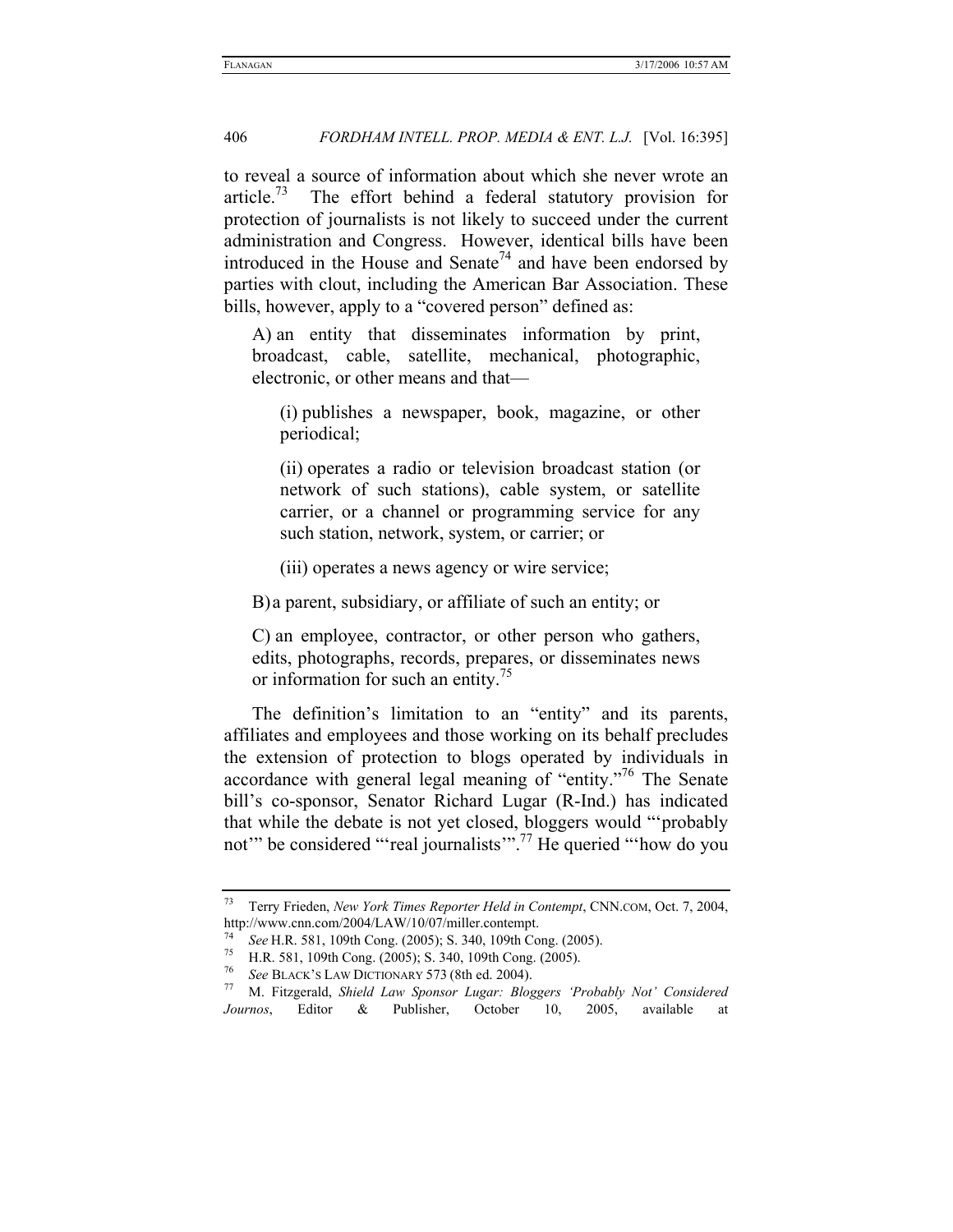to reveal a source of information about which she never wrote an article.[73] The effort behind a federal statutory provision for protection of journalists is not likely to succeed under the current administration and Congress. However, identical bills have been introduced in the House and Senate[74] and have been endorsed by parties with clout, including the American Bar Association. These bills, however, apply to a "covered person" defined as:

> A) an entity that disseminates information by print, broadcast, cable, satellite, mechanical, photographic, electronic, or other means and that—
>
> > (i) publishes a newspaper, book, magazine, or other periodical;
> >
> > (ii) operates a radio or television broadcast station (or network of such stations), cable system, or satellite carrier, or a channel or programming service for any such station, network, system, or carrier; or
> >
> > (iii) operates a news agency or wire service;
>
> B) a parent, subsidiary, or affiliate of such an entity; or
>
> C) an employee, contractor, or other person who gathers, edits, photographs, records, prepares, or disseminates news or information for such an entity.[75]

The definition's limitation to an "entity" and its parents, affiliates and employees and those working on its behalf precludes the extension of protection to blogs operated by individuals in accordance with general legal meaning of "entity."[76] The Senate bill's co-sponsor, Senator Richard Lugar (R-Ind.) has indicated that while the debate is not yet closed, bloggers would "'probably not'" be considered "'real journalists'".[77] He queried "'how do you

---

[73] Terry Frieden, *New York Times Reporter Held in Contempt*, CNN.COM, Oct. 7, 2004, http://www.cnn.com/2004/LAW/10/07/miller.contempt.

[74] *See* H.R. 581, 109th Cong. (2005); S. 340, 109th Cong. (2005).

[75] H.R. 581, 109th Cong. (2005); S. 340, 109th Cong. (2005).

[76] *See* BLACK'S LAW DICTIONARY 573 (8th ed. 2004).

[77] M. Fitzgerald, *Shield Law Sponsor Lugar: Bloggers 'Probably Not' Considered Journos*, Editor & Publisher, October 10, 2005, available at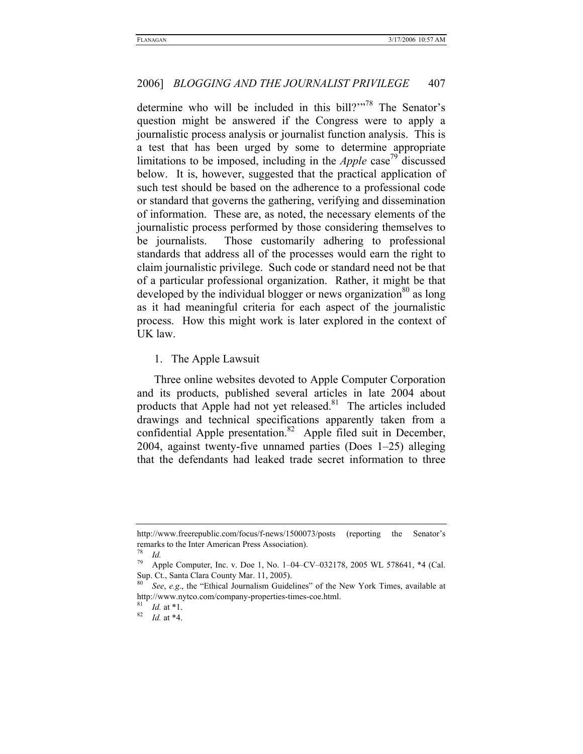determine who will be included in this bill?'"[78] The Senator's question might be answered if the Congress were to apply a journalistic process analysis or journalist function analysis. This is a test that has been urged by some to determine appropriate limitations to be imposed, including in the *Apple* case[79] discussed below. It is, however, suggested that the practical application of such test should be based on the adherence to a professional code or standard that governs the gathering, verifying and dissemination of information. These are, as noted, the necessary elements of the journalistic process performed by those considering themselves to be journalists. Those customarily adhering to professional standards that address all of the processes would earn the right to claim journalistic privilege. Such code or standard need not be that of a particular professional organization. Rather, it might be that developed by the individual blogger or news organization[80] as long as it had meaningful criteria for each aspect of the journalistic process. How this might work is later explored in the context of UK law.

1. The Apple Lawsuit

Three online websites devoted to Apple Computer Corporation and its products, published several articles in late 2004 about products that Apple had not yet released.[81] The articles included drawings and technical specifications apparently taken from a confidential Apple presentation.[82] Apple filed suit in December, 2004, against twenty-five unnamed parties (Does 1–25) alleging that the defendants had leaked trade secret information to three

---

http://www.freerepublic.com/focus/f-news/1500073/posts (reporting the Senator's remarks to the Inter American Press Association).

[78] *Id.*

[79] Apple Computer, Inc. v. Doe 1, No. 1–04–CV–032178, 2005 WL 578641, *4 (Cal. Sup. Ct., Santa Clara County Mar. 11, 2005).

[80] *See*, *e.g*., the "Ethical Journalism Guidelines" of the New York Times, available at http://www.nytco.com/company-properties-times-coe.html.

[81] *Id.* at *1.

[82] *Id.* at *4.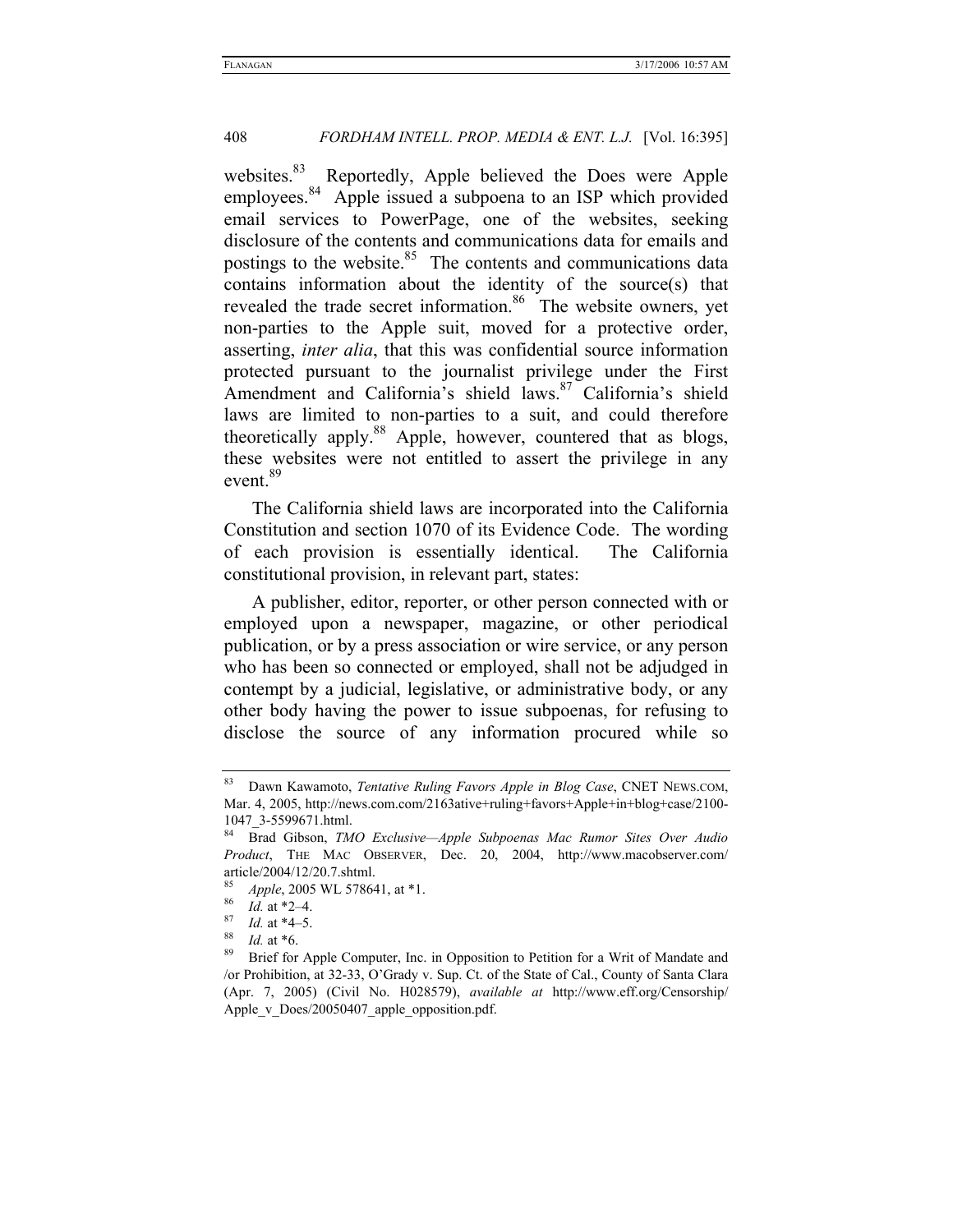websites.[83] Reportedly, Apple believed the Does were Apple employees.[84] Apple issued a subpoena to an ISP which provided email services to PowerPage, one of the websites, seeking disclosure of the contents and communications data for emails and postings to the website.[85] The contents and communications data contains information about the identity of the source(s) that revealed the trade secret information.[86] The website owners, yet non-parties to the Apple suit, moved for a protective order, asserting, *inter alia*, that this was confidential source information protected pursuant to the journalist privilege under the First Amendment and California's shield laws.[87] California's shield laws are limited to non-parties to a suit, and could therefore theoretically apply.[88] Apple, however, countered that as blogs, these websites were not entitled to assert the privilege in any event.[89]

The California shield laws are incorporated into the California Constitution and section 1070 of its Evidence Code. The wording of each provision is essentially identical. The California constitutional provision, in relevant part, states:

A publisher, editor, reporter, or other person connected with or employed upon a newspaper, magazine, or other periodical publication, or by a press association or wire service, or any person who has been so connected or employed, shall not be adjudged in contempt by a judicial, legislative, or administrative body, or any other body having the power to issue subpoenas, for refusing to disclose the source of any information procured while so

---

[83] Dawn Kawamoto, *Tentative Ruling Favors Apple in Blog Case*, CNET NEWS.COM, Mar. 4, 2005, http://news.com.com/2163ative+ruling+favors+Apple+in+blog+case/2100-1047_3-5599671.html.

[84] Brad Gibson, *TMO Exclusive—Apple Subpoenas Mac Rumor Sites Over Audio Product*, THE MAC OBSERVER, Dec. 20, 2004, http://www.macobserver.com/article/2004/12/20.7.shtml.

[85] *Apple*, 2005 WL 578641, at *1.

[86] *Id.* at *2–4.

[87] *Id.* at *4–5.

[88] *Id.* at *6.

[89] Brief for Apple Computer, Inc. in Opposition to Petition for a Writ of Mandate and /or Prohibition, at 32-33, O'Grady v. Sup. Ct. of the State of Cal., County of Santa Clara (Apr. 7, 2005) (Civil No. H028579), *available at* http://www.eff.org/Censorship/Apple_v_Does/20050407_apple_opposition.pdf.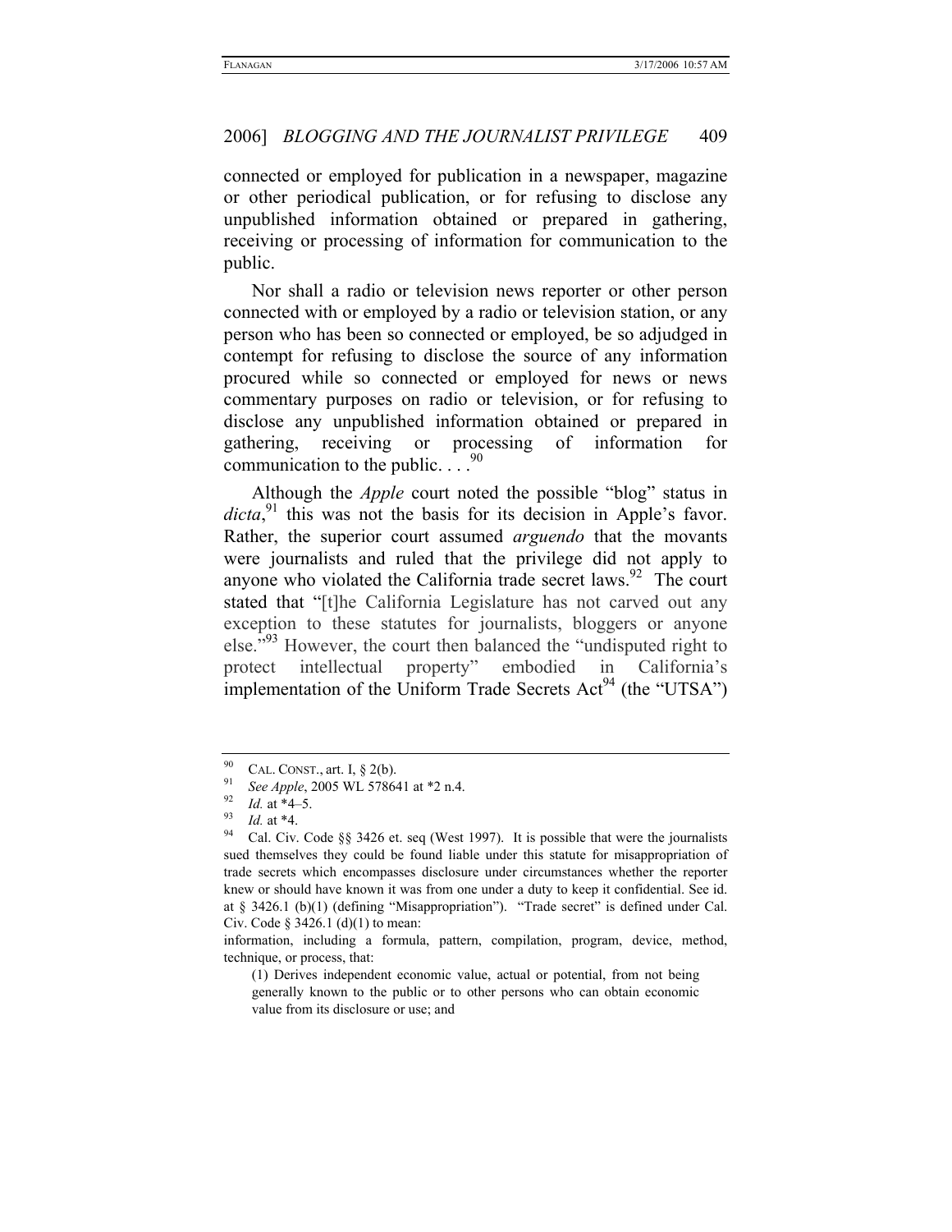connected or employed for publication in a newspaper, magazine or other periodical publication, or for refusing to disclose any unpublished information obtained or prepared in gathering, receiving or processing of information for communication to the public.

Nor shall a radio or television news reporter or other person connected with or employed by a radio or television station, or any person who has been so connected or employed, be so adjudged in contempt for refusing to disclose the source of any information procured while so connected or employed for news or news commentary purposes on radio or television, or for refusing to disclose any unpublished information obtained or prepared in gathering, receiving or processing of information for communication to the public. . . .[90]

Although the *Apple* court noted the possible "blog" status in *dicta*,[91] this was not the basis for its decision in Apple's favor. Rather, the superior court assumed *arguendo* that the movants were journalists and ruled that the privilege did not apply to anyone who violated the California trade secret laws.[92] The court stated that "[t]he California Legislature has not carved out any exception to these statutes for journalists, bloggers or anyone else."[93] However, the court then balanced the "undisputed right to protect intellectual property" embodied in California's implementation of the Uniform Trade Secrets Act[94] (the "UTSA")

---

[90] CAL. CONST., art. I, § 2(b).

[91] *See Apple*, 2005 WL 578641 at *2 n.4.

[92] *Id.* at *4–5.

[93] *Id.* at *4.

[94] Cal. Civ. Code §§ 3426 et. seq (West 1997). It is possible that were the journalists sued themselves they could be found liable under this statute for misappropriation of trade secrets which encompasses disclosure under circumstances whether the reporter knew or should have known it was from one under a duty to keep it confidential. See id. at § 3426.1 (b)(1) (defining "Misappropriation"). "Trade secret" is defined under Cal. Civ. Code § 3426.1 (d)(1) to mean:

information, including a formula, pattern, compilation, program, device, method, technique, or process, that:

> (1) Derives independent economic value, actual or potential, from not being generally known to the public or to other persons who can obtain economic value from its disclosure or use; and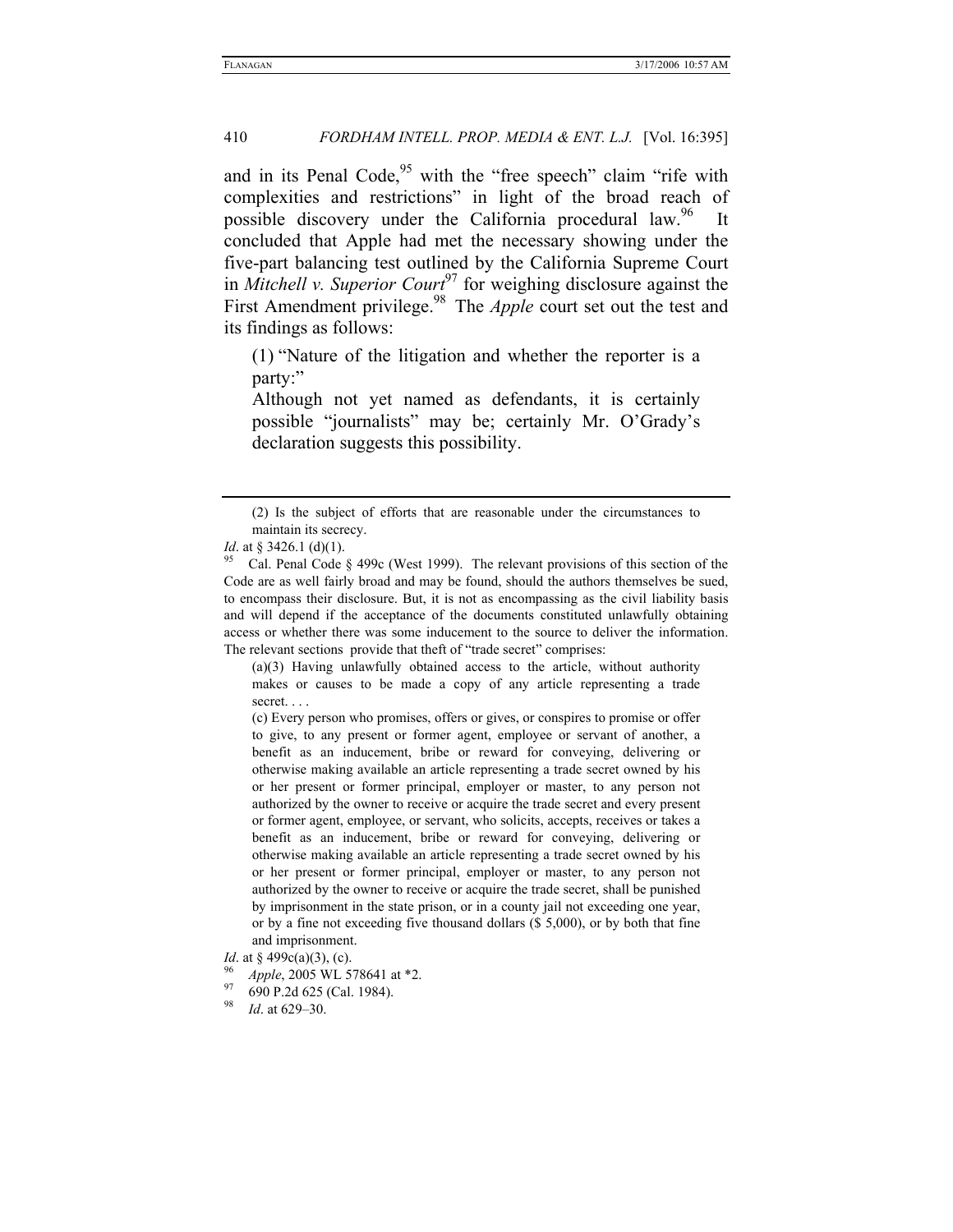and in its Penal Code,[95] with the "free speech" claim "rife with complexities and restrictions" in light of the broad reach of possible discovery under the California procedural law.[96] It concluded that Apple had met the necessary showing under the five-part balancing test outlined by the California Supreme Court in *Mitchell v. Superior Court*[97] for weighing disclosure against the First Amendment privilege.[98] The *Apple* court set out the test and its findings as follows:

> (1) "Nature of the litigation and whether the reporter is a party:"
>
> Although not yet named as defendants, it is certainly possible "journalists" may be; certainly Mr. O'Grady's declaration suggests this possibility.

---

> (2) Is the subject of efforts that are reasonable under the circumstances to maintain its secrecy.

*Id*. at § 3426.1 (d)(1).

[95] Cal. Penal Code § 499c (West 1999). The relevant provisions of this section of the Code are as well fairly broad and may be found, should the authors themselves be sued, to encompass their disclosure. But, it is not as encompassing as the civil liability basis and will depend if the acceptance of the documents constituted unlawfully obtaining access or whether there was some inducement to the source to deliver the information. The relevant sections provide that theft of "trade secret" comprises:

> (a)(3) Having unlawfully obtained access to the article, without authority makes or causes to be made a copy of any article representing a trade secret. . . .
>
> (c) Every person who promises, offers or gives, or conspires to promise or offer to give, to any present or former agent, employee or servant of another, a benefit as an inducement, bribe or reward for conveying, delivering or otherwise making available an article representing a trade secret owned by his or her present or former principal, employer or master, to any person not authorized by the owner to receive or acquire the trade secret and every present or former agent, employee, or servant, who solicits, accepts, receives or takes a benefit as an inducement, bribe or reward for conveying, delivering or otherwise making available an article representing a trade secret owned by his or her present or former principal, employer or master, to any person not authorized by the owner to receive or acquire the trade secret, shall be punished by imprisonment in the state prison, or in a county jail not exceeding one year, or by a fine not exceeding five thousand dollars ($ 5,000), or by both that fine and imprisonment.

*Id*. at § 499c(a)(3), (c).

[96] *Apple*, 2005 WL 578641 at *2.

[97] 690 P.2d 625 (Cal. 1984).

[98] *Id*. at 629–30.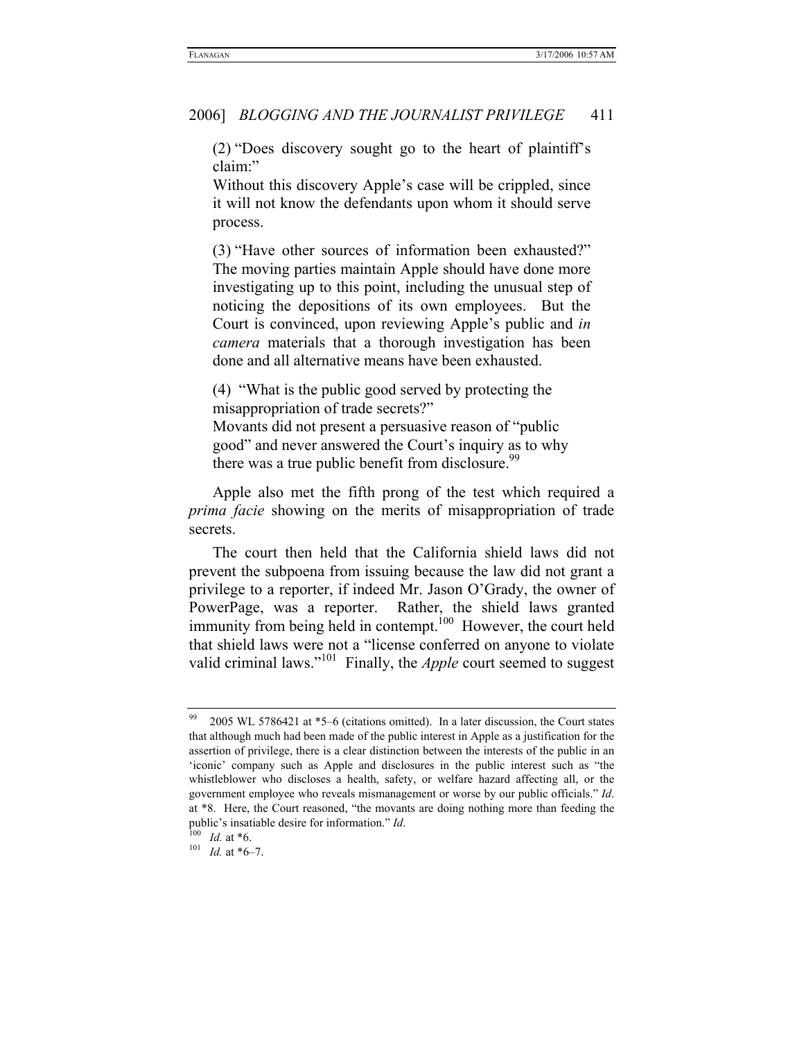(2) "Does discovery sought go to the heart of plaintiff's claim:"
Without this discovery Apple's case will be crippled, since it will not know the defendants upon whom it should serve process.

(3) "Have other sources of information been exhausted?" The moving parties maintain Apple should have done more investigating up to this point, including the unusual step of noticing the depositions of its own employees. But the Court is convinced, upon reviewing Apple's public and *in camera* materials that a thorough investigation has been done and all alternative means have been exhausted.

(4) "What is the public good served by protecting the misappropriation of trade secrets?"
Movants did not present a persuasive reason of "public good" and never answered the Court's inquiry as to why there was a true public benefit from disclosure.[99]

Apple also met the fifth prong of the test which required a *prima facie* showing on the merits of misappropriation of trade secrets.

The court then held that the California shield laws did not prevent the subpoena from issuing because the law did not grant a privilege to a reporter, if indeed Mr. Jason O'Grady, the owner of PowerPage, was a reporter. Rather, the shield laws granted immunity from being held in contempt.[100] However, the court held that shield laws were not a "license conferred on anyone to violate valid criminal laws."[101] Finally, the *Apple* court seemed to suggest

---

[99] 2005 WL 5786421 at *5–6 (citations omitted). In a later discussion, the Court states that although much had been made of the public interest in Apple as a justification for the assertion of privilege, there is a clear distinction between the interests of the public in an 'iconic' company such as Apple and disclosures in the public interest such as "the whistleblower who discloses a health, safety, or welfare hazard affecting all, or the government employee who reveals mismanagement or worse by our public officials." *Id*. at *8. Here, the Court reasoned, "the movants are doing nothing more than feeding the public's insatiable desire for information." *Id*.

[100] *Id.* at *6.

[101] *Id.* at *6–7.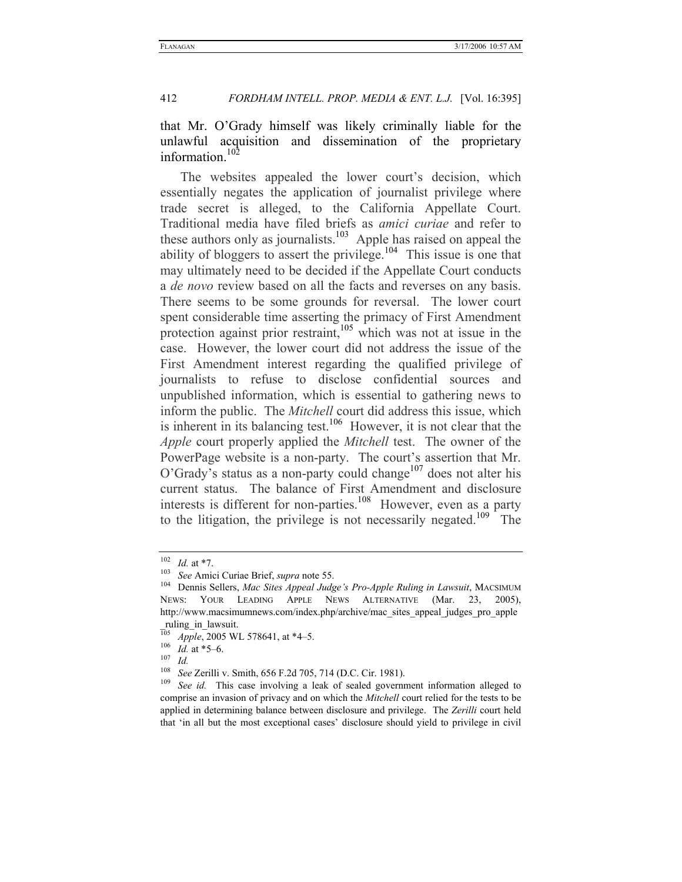that Mr. O'Grady himself was likely criminally liable for the unlawful acquisition and dissemination of the proprietary information.[102]

The websites appealed the lower court's decision, which essentially negates the application of journalist privilege where trade secret is alleged, to the California Appellate Court. Traditional media have filed briefs as *amici curiae* and refer to these authors only as journalists.[103] Apple has raised on appeal the ability of bloggers to assert the privilege.[104] This issue is one that may ultimately need to be decided if the Appellate Court conducts a *de novo* review based on all the facts and reverses on any basis. There seems to be some grounds for reversal. The lower court spent considerable time asserting the primacy of First Amendment protection against prior restraint,[105] which was not at issue in the case. However, the lower court did not address the issue of the First Amendment interest regarding the qualified privilege of journalists to refuse to disclose confidential sources and unpublished information, which is essential to gathering news to inform the public. The *Mitchell* court did address this issue, which is inherent in its balancing test.[106] However, it is not clear that the *Apple* court properly applied the *Mitchell* test. The owner of the PowerPage website is a non-party. The court's assertion that Mr. O'Grady's status as a non-party could change[107] does not alter his current status. The balance of First Amendment and disclosure interests is different for non-parties.[108] However, even as a party to the litigation, the privilege is not necessarily negated.[109] The

---

[102] *Id.* at *7.

[103] *See* Amici Curiae Brief, *supra* note 55.

[104] Dennis Sellers, *Mac Sites Appeal Judge's Pro-Apple Ruling in Lawsuit*, MACSIMUM NEWS: YOUR LEADING APPLE NEWS ALTERNATIVE (Mar. 23, 2005), http://www.macsimumnews.com/index.php/archive/mac_sites_appeal_judges_pro_apple_ruling_in_lawsuit.

[105] *Apple*, 2005 WL 578641, at *4–5.

[106] *Id.* at *5–6.

[107] *Id.*

[108] *See* Zerilli v. Smith, 656 F.2d 705, 714 (D.C. Cir. 1981).

[109] *See id.* This case involving a leak of sealed government information alleged to comprise an invasion of privacy and on which the *Mitchell* court relied for the tests to be applied in determining balance between disclosure and privilege. The *Zerilli* court held that 'in all but the most exceptional cases' disclosure should yield to privilege in civil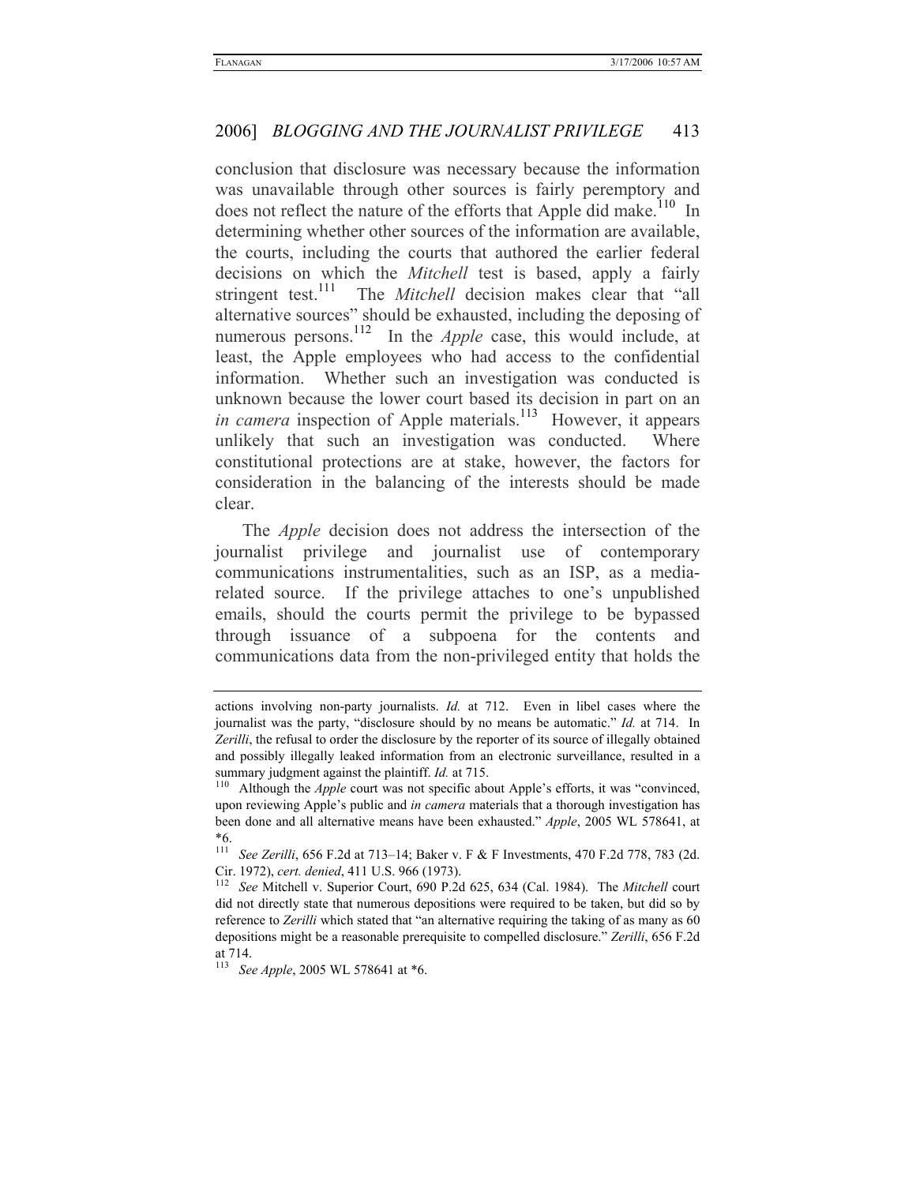conclusion that disclosure was necessary because the information was unavailable through other sources is fairly peremptory and does not reflect the nature of the efforts that Apple did make.[110] In determining whether other sources of the information are available, the courts, including the courts that authored the earlier federal decisions on which the *Mitchell* test is based, apply a fairly stringent test.[111] The *Mitchell* decision makes clear that "all alternative sources" should be exhausted, including the deposing of numerous persons.[112] In the *Apple* case, this would include, at least, the Apple employees who had access to the confidential information. Whether such an investigation was conducted is unknown because the lower court based its decision in part on an *in camera* inspection of Apple materials.[113] However, it appears unlikely that such an investigation was conducted. Where constitutional protections are at stake, however, the factors for consideration in the balancing of the interests should be made clear.

The *Apple* decision does not address the intersection of the journalist privilege and journalist use of contemporary communications instrumentalities, such as an ISP, as a media-related source. If the privilege attaches to one's unpublished emails, should the courts permit the privilege to be bypassed through issuance of a subpoena for the contents and communications data from the non-privileged entity that holds the

---

actions involving non-party journalists. *Id.* at 712. Even in libel cases where the journalist was the party, "disclosure should by no means be automatic." *Id.* at 714. In *Zerilli*, the refusal to order the disclosure by the reporter of its source of illegally obtained and possibly illegally leaked information from an electronic surveillance, resulted in a summary judgment against the plaintiff. *Id.* at 715.

[110] Although the *Apple* court was not specific about Apple's efforts, it was "convinced, upon reviewing Apple's public and *in camera* materials that a thorough investigation has been done and all alternative means have been exhausted." *Apple*, 2005 WL 578641, at *6.

[111] *See Zerilli*, 656 F.2d at 713–14; Baker v. F & F Investments, 470 F.2d 778, 783 (2d. Cir. 1972), *cert. denied*, 411 U.S. 966 (1973).

[112] *See* Mitchell v. Superior Court, 690 P.2d 625, 634 (Cal. 1984). The *Mitchell* court did not directly state that numerous depositions were required to be taken, but did so by reference to *Zerilli* which stated that "an alternative requiring the taking of as many as 60 depositions might be a reasonable prerequisite to compelled disclosure." *Zerilli*, 656 F.2d at 714.

[113] *See Apple*, 2005 WL 578641 at *6.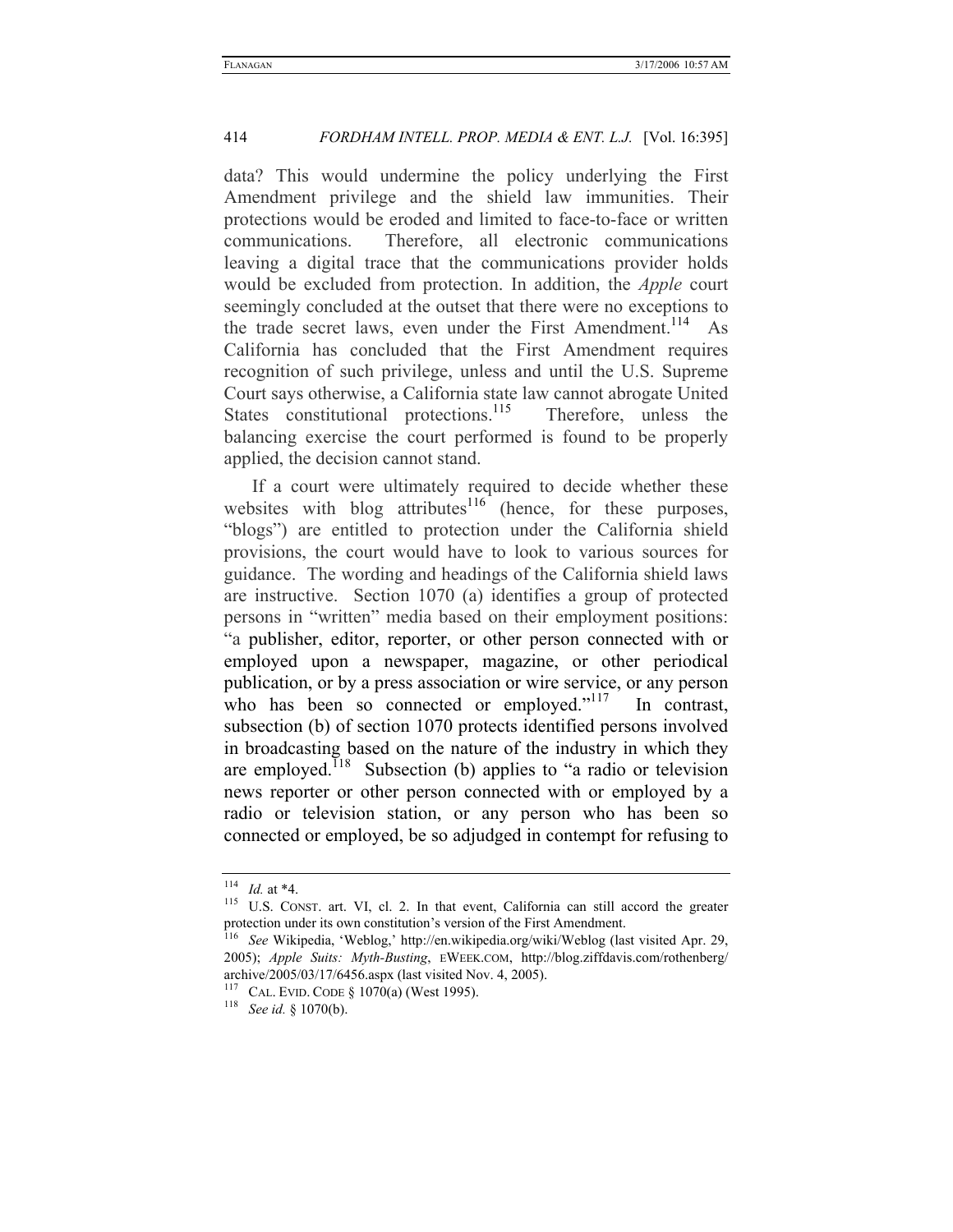data? This would undermine the policy underlying the First Amendment privilege and the shield law immunities. Their protections would be eroded and limited to face-to-face or written communications. Therefore, all electronic communications leaving a digital trace that the communications provider holds would be excluded from protection. In addition, the *Apple* court seemingly concluded at the outset that there were no exceptions to the trade secret laws, even under the First Amendment.[114] As California has concluded that the First Amendment requires recognition of such privilege, unless and until the U.S. Supreme Court says otherwise, a California state law cannot abrogate United States constitutional protections.[115] Therefore, unless the balancing exercise the court performed is found to be properly applied, the decision cannot stand.

If a court were ultimately required to decide whether these websites with blog attributes[116] (hence, for these purposes, "blogs") are entitled to protection under the California shield provisions, the court would have to look to various sources for guidance. The wording and headings of the California shield laws are instructive. Section 1070 (a) identifies a group of protected persons in "written" media based on their employment positions: "a publisher, editor, reporter, or other person connected with or employed upon a newspaper, magazine, or other periodical publication, or by a press association or wire service, or any person who has been so connected or employed."[117] In contrast, subsection (b) of section 1070 protects identified persons involved in broadcasting based on the nature of the industry in which they are employed.[118] Subsection (b) applies to "a radio or television news reporter or other person connected with or employed by a radio or television station, or any person who has been so connected or employed, be so adjudged in contempt for refusing to

---

[114] *Id.* at \*4.

[115] U.S. CONST. art. VI, cl. 2. In that event, California can still accord the greater protection under its own constitution's version of the First Amendment.

[116] *See* Wikipedia, 'Weblog,' http://en.wikipedia.org/wiki/Weblog (last visited Apr. 29, 2005); *Apple Suits: Myth-Busting*, EWEEK.COM, http://blog.ziffdavis.com/rothenberg/archive/2005/03/17/6456.aspx (last visited Nov. 4, 2005).

[117] CAL. EVID. CODE § 1070(a) (West 1995).

[118] *See id.* § 1070(b).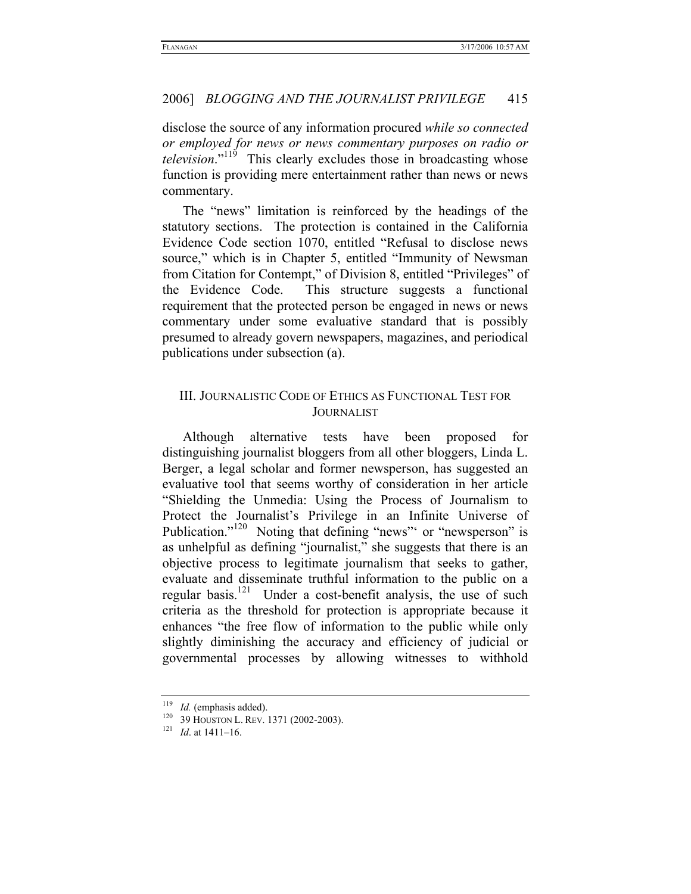disclose the source of any information procured *while so connected or employed for news or news commentary purposes on radio or television*."[119] This clearly excludes those in broadcasting whose function is providing mere entertainment rather than news or news commentary.

The "news" limitation is reinforced by the headings of the statutory sections. The protection is contained in the California Evidence Code section 1070, entitled "Refusal to disclose news source," which is in Chapter 5, entitled "Immunity of Newsman from Citation for Contempt," of Division 8, entitled "Privileges" of the Evidence Code. This structure suggests a functional requirement that the protected person be engaged in news or news commentary under some evaluative standard that is possibly presumed to already govern newspapers, magazines, and periodical publications under subsection (a).

## III. JOURNALISTIC CODE OF ETHICS AS FUNCTIONAL TEST FOR JOURNALIST

Although alternative tests have been proposed for distinguishing journalist bloggers from all other bloggers, Linda L. Berger, a legal scholar and former newsperson, has suggested an evaluative tool that seems worthy of consideration in her article "Shielding the Unmedia: Using the Process of Journalism to Protect the Journalist's Privilege in an Infinite Universe of Publication."[120] Noting that defining "news"' or "newsperson" is as unhelpful as defining "journalist," she suggests that there is an objective process to legitimate journalism that seeks to gather, evaluate and disseminate truthful information to the public on a regular basis.[121] Under a cost-benefit analysis, the use of such criteria as the threshold for protection is appropriate because it enhances "the free flow of information to the public while only slightly diminishing the accuracy and efficiency of judicial or governmental processes by allowing witnesses to withhold

---

[119] *Id.* (emphasis added).

[120] 39 HOUSTON L. REV. 1371 (2002-2003).

[121] *Id*. at 1411–16.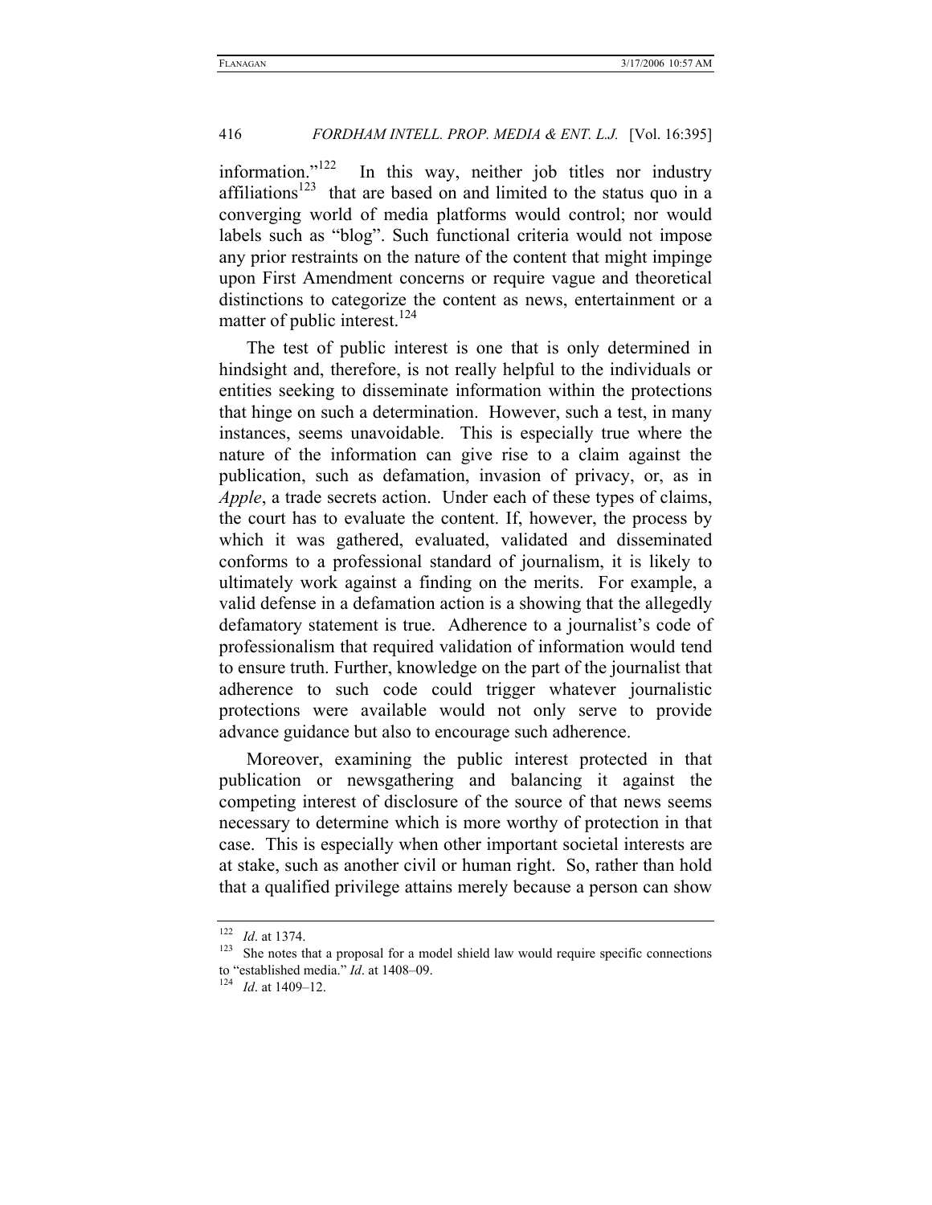information."[122] In this way, neither job titles nor industry affiliations[123] that are based on and limited to the status quo in a converging world of media platforms would control; nor would labels such as "blog". Such functional criteria would not impose any prior restraints on the nature of the content that might impinge upon First Amendment concerns or require vague and theoretical distinctions to categorize the content as news, entertainment or a matter of public interest.[124]

The test of public interest is one that is only determined in hindsight and, therefore, is not really helpful to the individuals or entities seeking to disseminate information within the protections that hinge on such a determination. However, such a test, in many instances, seems unavoidable. This is especially true where the nature of the information can give rise to a claim against the publication, such as defamation, invasion of privacy, or, as in *Apple*, a trade secrets action. Under each of these types of claims, the court has to evaluate the content. If, however, the process by which it was gathered, evaluated, validated and disseminated conforms to a professional standard of journalism, it is likely to ultimately work against a finding on the merits. For example, a valid defense in a defamation action is a showing that the allegedly defamatory statement is true. Adherence to a journalist's code of professionalism that required validation of information would tend to ensure truth. Further, knowledge on the part of the journalist that adherence to such code could trigger whatever journalistic protections were available would not only serve to provide advance guidance but also to encourage such adherence.

Moreover, examining the public interest protected in that publication or newsgathering and balancing it against the competing interest of disclosure of the source of that news seems necessary to determine which is more worthy of protection in that case. This is especially when other important societal interests are at stake, such as another civil or human right. So, rather than hold that a qualified privilege attains merely because a person can show

---

[122] *Id*. at 1374.

[123] She notes that a proposal for a model shield law would require specific connections to "established media." *Id*. at 1408–09.

[124] *Id*. at 1409–12.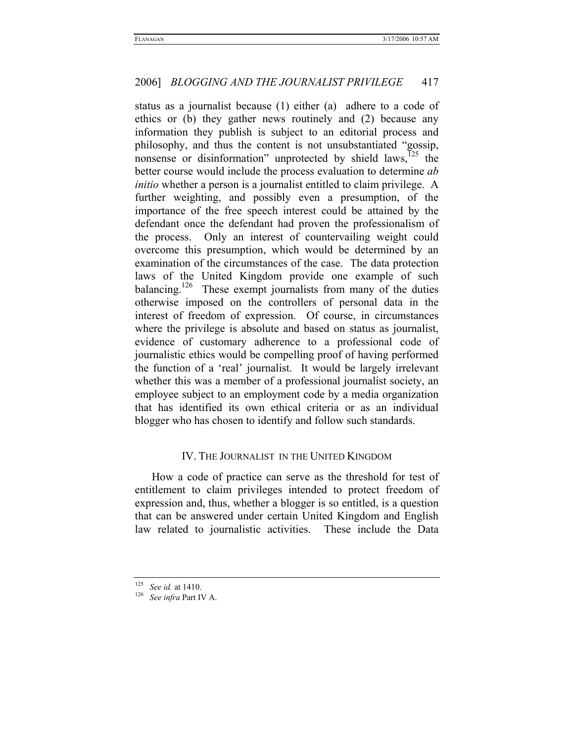status as a journalist because (1) either (a) adhere to a code of ethics or (b) they gather news routinely and (2) because any information they publish is subject to an editorial process and philosophy, and thus the content is not unsubstantiated "gossip, nonsense or disinformation" unprotected by shield laws,[125] the better course would include the process evaluation to determine *ab initio* whether a person is a journalist entitled to claim privilege. A further weighting, and possibly even a presumption, of the importance of the free speech interest could be attained by the defendant once the defendant had proven the professionalism of the process. Only an interest of countervailing weight could overcome this presumption, which would be determined by an examination of the circumstances of the case. The data protection laws of the United Kingdom provide one example of such balancing.[126] These exempt journalists from many of the duties otherwise imposed on the controllers of personal data in the interest of freedom of expression. Of course, in circumstances where the privilege is absolute and based on status as journalist, evidence of customary adherence to a professional code of journalistic ethics would be compelling proof of having performed the function of a 'real' journalist. It would be largely irrelevant whether this was a member of a professional journalist society, an employee subject to an employment code by a media organization that has identified its own ethical criteria or as an individual blogger who has chosen to identify and follow such standards.

## IV. The Journalist in the United Kingdom

How a code of practice can serve as the threshold for test of entitlement to claim privileges intended to protect freedom of expression and, thus, whether a blogger is so entitled, is a question that can be answered under certain United Kingdom and English law related to journalistic activities. These include the Data

---

[125] *See id.* at 1410.

[126] *See infra* Part IV A.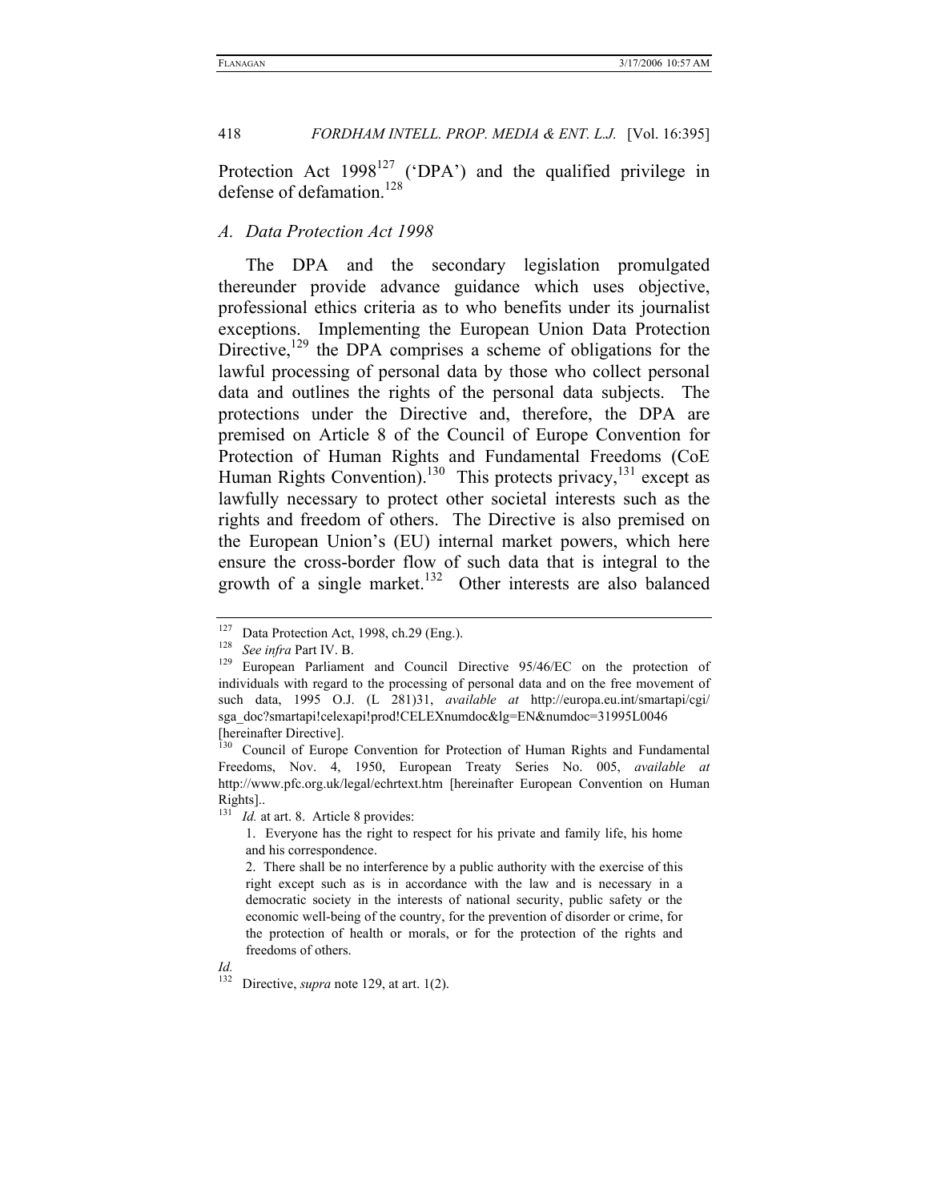Protection Act 1998[127] ('DPA') and the qualified privilege in defense of defamation.[128]

### A. Data Protection Act 1998

The DPA and the secondary legislation promulgated thereunder provide advance guidance which uses objective, professional ethics criteria as to who benefits under its journalist exceptions. Implementing the European Union Data Protection Directive,[129] the DPA comprises a scheme of obligations for the lawful processing of personal data by those who collect personal data and outlines the rights of the personal data subjects. The protections under the Directive and, therefore, the DPA are premised on Article 8 of the Council of Europe Convention for Protection of Human Rights and Fundamental Freedoms (CoE Human Rights Convention).[130] This protects privacy,[131] except as lawfully necessary to protect other societal interests such as the rights and freedom of others. The Directive is also premised on the European Union's (EU) internal market powers, which here ensure the cross-border flow of such data that is integral to the growth of a single market.[132] Other interests are also balanced

---

[127] Data Protection Act, 1998, ch.29 (Eng.).

[128] *See infra* Part IV. B.

[129] European Parliament and Council Directive 95/46/EC on the protection of individuals with regard to the processing of personal data and on the free movement of such data, 1995 O.J. (L 281)31, *available at* http://europa.eu.int/smartapi/cgi/sga_doc?smartapi!celexapi!prod!CELEXnumdoc&lg=EN&numdoc=31995L0046 [hereinafter Directive].

[130] Council of Europe Convention for Protection of Human Rights and Fundamental Freedoms, Nov. 4, 1950, European Treaty Series No. 005, *available at* http://www.pfc.org.uk/legal/echrtext.htm [hereinafter European Convention on Human Rights]..

[131] *Id.* at art. 8. Article 8 provides:

> 1. Everyone has the right to respect for his private and family life, his home and his correspondence.
>
> 2. There shall be no interference by a public authority with the exercise of this right except such as is in accordance with the law and is necessary in a democratic society in the interests of national security, public safety or the economic well-being of the country, for the prevention of disorder or crime, for the protection of health or morals, or for the protection of the rights and freedoms of others.

*Id.*

[132] Directive, *supra* note 129, at art. 1(2).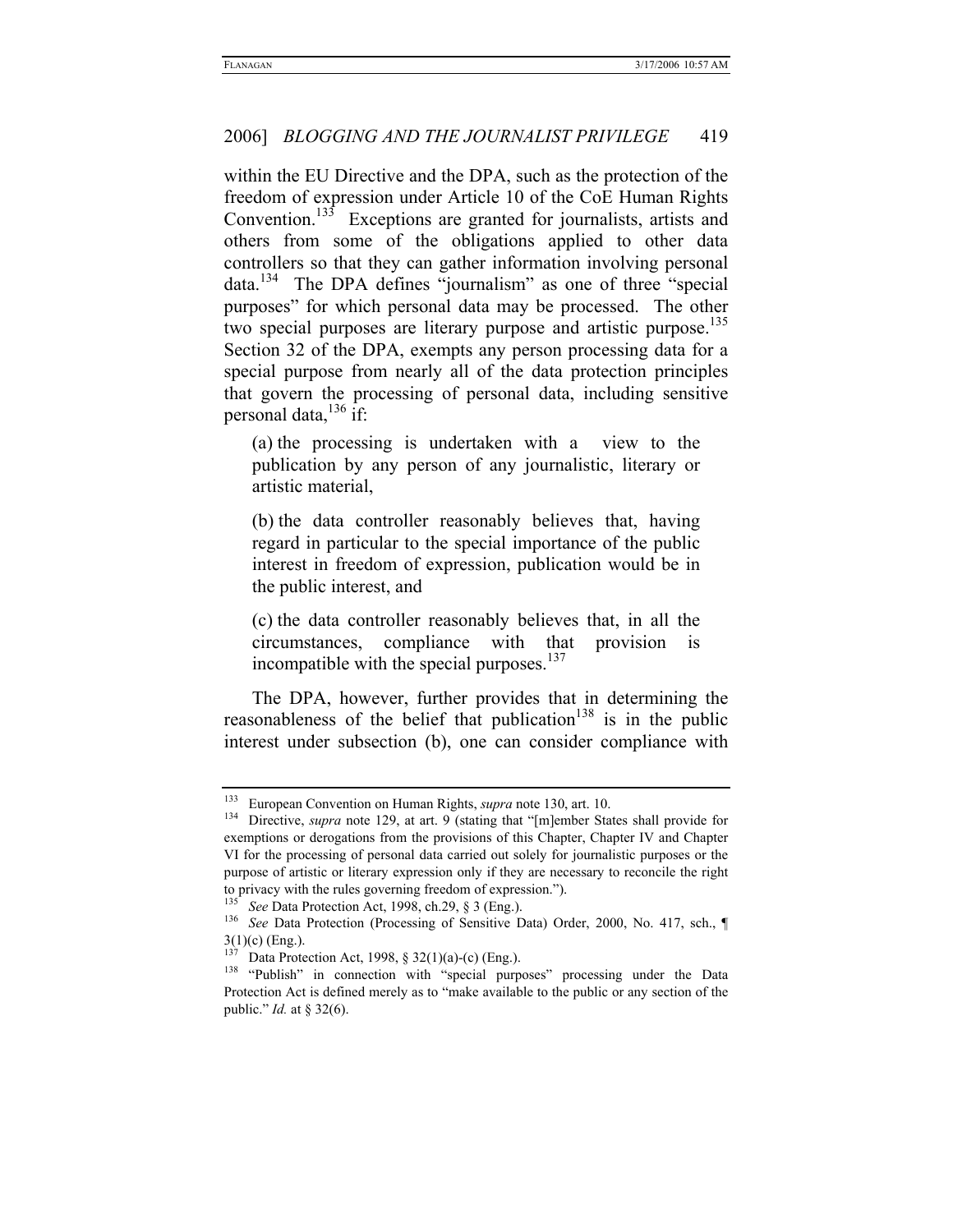within the EU Directive and the DPA, such as the protection of the freedom of expression under Article 10 of the CoE Human Rights Convention.[133] Exceptions are granted for journalists, artists and others from some of the obligations applied to other data controllers so that they can gather information involving personal data.[134] The DPA defines "journalism" as one of three "special purposes" for which personal data may be processed. The other two special purposes are literary purpose and artistic purpose.[135] Section 32 of the DPA, exempts any person processing data for a special purpose from nearly all of the data protection principles that govern the processing of personal data, including sensitive personal data,[136] if:

> (a) the processing is undertaken with a view to the publication by any person of any journalistic, literary or artistic material,
>
> (b) the data controller reasonably believes that, having regard in particular to the special importance of the public interest in freedom of expression, publication would be in the public interest, and
>
> (c) the data controller reasonably believes that, in all the circumstances, compliance with that provision is incompatible with the special purposes.[137]

The DPA, however, further provides that in determining the reasonableness of the belief that publication[138] is in the public interest under subsection (b), one can consider compliance with

---

[133] European Convention on Human Rights, *supra* note 130, art. 10.

[134] Directive, *supra* note 129, at art. 9 (stating that "[m]ember States shall provide for exemptions or derogations from the provisions of this Chapter, Chapter IV and Chapter VI for the processing of personal data carried out solely for journalistic purposes or the purpose of artistic or literary expression only if they are necessary to reconcile the right to privacy with the rules governing freedom of expression.").

[135] *See* Data Protection Act, 1998, ch.29, § 3 (Eng.).

[136] *See* Data Protection (Processing of Sensitive Data) Order, 2000, No. 417, sch., ¶ 3(1)(c) (Eng.).

[137] Data Protection Act, 1998, § 32(1)(a)-(c) (Eng.).

[138] "Publish" in connection with "special purposes" processing under the Data Protection Act is defined merely as to "make available to the public or any section of the public." *Id.* at § 32(6).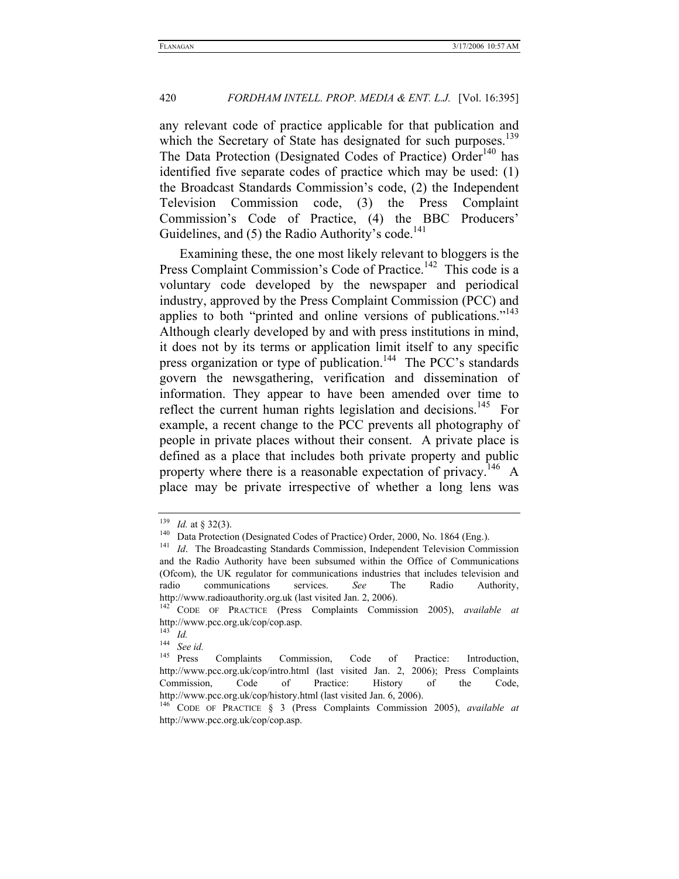any relevant code of practice applicable for that publication and which the Secretary of State has designated for such purposes.[139] The Data Protection (Designated Codes of Practice) Order[140] has identified five separate codes of practice which may be used: (1) the Broadcast Standards Commission's code, (2) the Independent Television Commission code, (3) the Press Complaint Commission's Code of Practice, (4) the BBC Producers' Guidelines, and (5) the Radio Authority's code.[141]

Examining these, the one most likely relevant to bloggers is the Press Complaint Commission's Code of Practice.[142] This code is a voluntary code developed by the newspaper and periodical industry, approved by the Press Complaint Commission (PCC) and applies to both "printed and online versions of publications."[143] Although clearly developed by and with press institutions in mind, it does not by its terms or application limit itself to any specific press organization or type of publication.[144] The PCC's standards govern the newsgathering, verification and dissemination of information. They appear to have been amended over time to reflect the current human rights legislation and decisions.[145] For example, a recent change to the PCC prevents all photography of people in private places without their consent. A private place is defined as a place that includes both private property and public property where there is a reasonable expectation of privacy.[146] A place may be private irrespective of whether a long lens was

---

[139] *Id.* at § 32(3).

[140] Data Protection (Designated Codes of Practice) Order, 2000, No. 1864 (Eng.).

[141] *Id*. The Broadcasting Standards Commission, Independent Television Commission and the Radio Authority have been subsumed within the Office of Communications (Ofcom), the UK regulator for communications industries that includes television and radio communications services. *See* The Radio Authority, http://www.radioauthority.org.uk (last visited Jan. 2, 2006).

[142] CODE OF PRACTICE (Press Complaints Commission 2005), *available at* http://www.pcc.org.uk/cop/cop.asp.

[143] *Id.*

[144] *See id.*

[145] Press Complaints Commission, Code of Practice: Introduction, http://www.pcc.org.uk/cop/intro.html (last visited Jan. 2, 2006); Press Complaints Commission, Code of Practice: History of the Code, http://www.pcc.org.uk/cop/history.html (last visited Jan. 6, 2006).

[146] CODE OF PRACTICE § 3 (Press Complaints Commission 2005), *available at* http://www.pcc.org.uk/cop/cop.asp.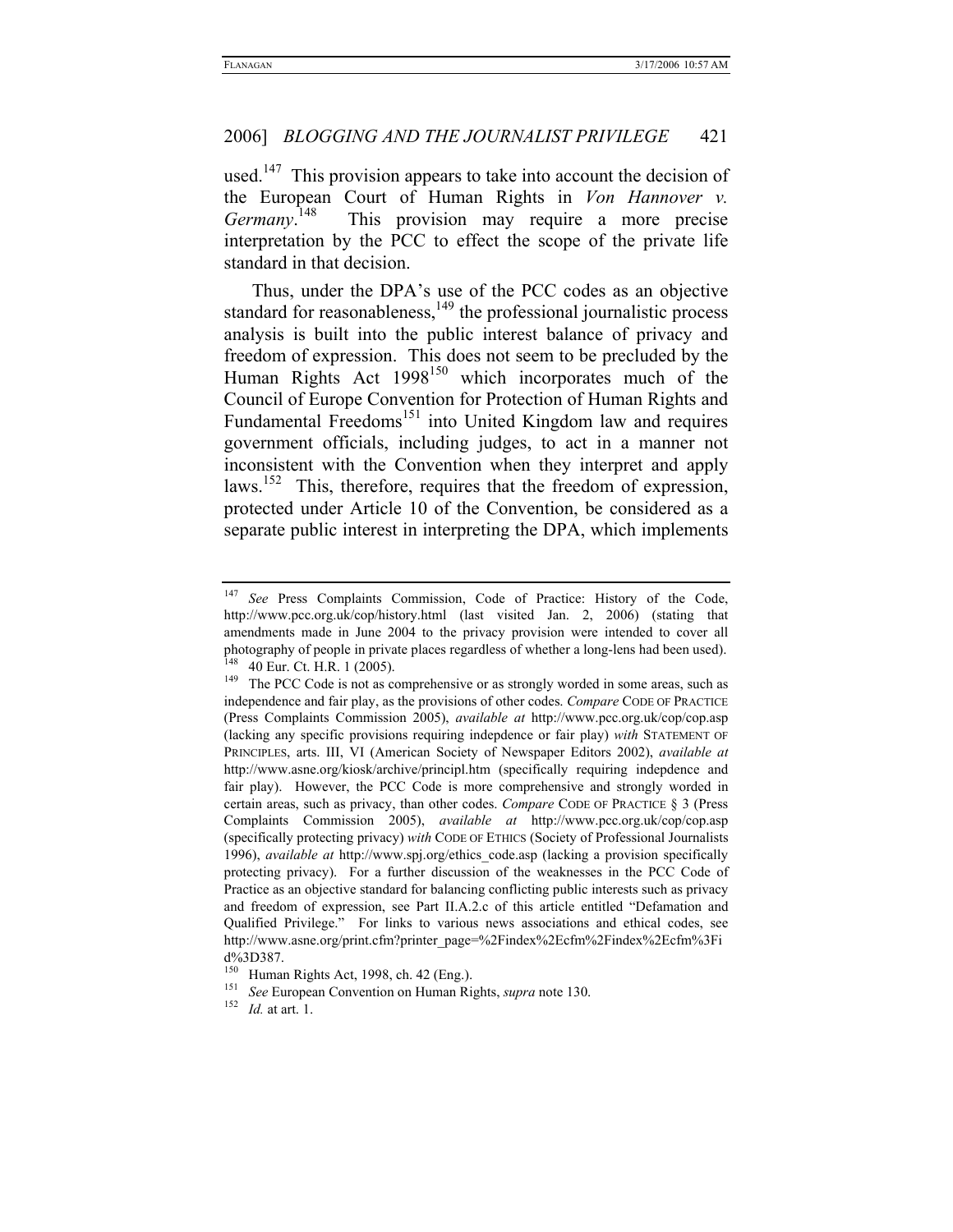used.[147] This provision appears to take into account the decision of the European Court of Human Rights in *Von Hannover v. Germany*.[148] This provision may require a more precise interpretation by the PCC to effect the scope of the private life standard in that decision.

Thus, under the DPA's use of the PCC codes as an objective standard for reasonableness,[149] the professional journalistic process analysis is built into the public interest balance of privacy and freedom of expression. This does not seem to be precluded by the Human Rights Act 1998[150] which incorporates much of the Council of Europe Convention for Protection of Human Rights and Fundamental Freedoms[151] into United Kingdom law and requires government officials, including judges, to act in a manner not inconsistent with the Convention when they interpret and apply laws.[152] This, therefore, requires that the freedom of expression, protected under Article 10 of the Convention, be considered as a separate public interest in interpreting the DPA, which implements

---

[147] *See* Press Complaints Commission, Code of Practice: History of the Code, http://www.pcc.org.uk/cop/history.html (last visited Jan. 2, 2006) (stating that amendments made in June 2004 to the privacy provision were intended to cover all photography of people in private places regardless of whether a long-lens had been used).

[148] 40 Eur. Ct. H.R. 1 (2005).

[149] The PCC Code is not as comprehensive or as strongly worded in some areas, such as independence and fair play, as the provisions of other codes. *Compare* CODE OF PRACTICE (Press Complaints Commission 2005), *available at* http://www.pcc.org.uk/cop/cop.asp (lacking any specific provisions requiring indepdence or fair play) *with* STATEMENT OF PRINCIPLES, arts. III, VI (American Society of Newspaper Editors 2002), *available at* http://www.asne.org/kiosk/archive/principl.htm (specifically requiring indepdence and fair play). However, the PCC Code is more comprehensive and strongly worded in certain areas, such as privacy, than other codes. *Compare* CODE OF PRACTICE § 3 (Press Complaints Commission 2005), *available at* http://www.pcc.org.uk/cop/cop.asp (specifically protecting privacy) *with* CODE OF ETHICS (Society of Professional Journalists 1996), *available at* http://www.spj.org/ethics_code.asp (lacking a provision specifically protecting privacy). For a further discussion of the weaknesses in the PCC Code of Practice as an objective standard for balancing conflicting public interests such as privacy and freedom of expression, see Part II.A.2.c of this article entitled "Defamation and Qualified Privilege." For links to various news associations and ethical codes, see http://www.asne.org/print.cfm?printer_page=%2Findex%2Ecfm%2Findex%2Ecfm%3Fid%3D387.

[150] Human Rights Act, 1998, ch. 42 (Eng.).

[151] *See* European Convention on Human Rights, *supra* note 130.

[152] *Id.* at art. 1.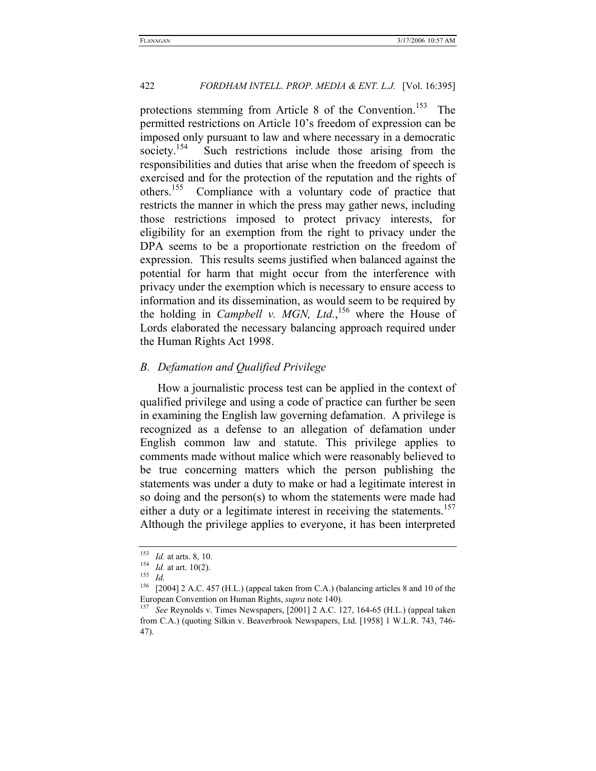protections stemming from Article 8 of the Convention.[153] The permitted restrictions on Article 10's freedom of expression can be imposed only pursuant to law and where necessary in a democratic society.[154] Such restrictions include those arising from the responsibilities and duties that arise when the freedom of speech is exercised and for the protection of the reputation and the rights of others.[155] Compliance with a voluntary code of practice that restricts the manner in which the press may gather news, including those restrictions imposed to protect privacy interests, for eligibility for an exemption from the right to privacy under the DPA seems to be a proportionate restriction on the freedom of expression. This results seems justified when balanced against the potential for harm that might occur from the interference with privacy under the exemption which is necessary to ensure access to information and its dissemination, as would seem to be required by the holding in *Campbell v. MGN, Ltd.*,[156] where the House of Lords elaborated the necessary balancing approach required under the Human Rights Act 1998.

## *B. Defamation and Qualified Privilege*

How a journalistic process test can be applied in the context of qualified privilege and using a code of practice can further be seen in examining the English law governing defamation. A privilege is recognized as a defense to an allegation of defamation under English common law and statute. This privilege applies to comments made without malice which were reasonably believed to be true concerning matters which the person publishing the statements was under a duty to make or had a legitimate interest in so doing and the person(s) to whom the statements were made had either a duty or a legitimate interest in receiving the statements.[157] Although the privilege applies to everyone, it has been interpreted

---

[153] *Id.* at arts. 8, 10.

[154] *Id.* at art. 10(2).

[155] *Id.*

[156] [2004] 2 A.C. 457 (H.L.) (appeal taken from C.A.) (balancing articles 8 and 10 of the European Convention on Human Rights, *supra* note 140).

[157] *See* Reynolds v. Times Newspapers, [2001] 2 A.C. 127, 164-65 (H.L.) (appeal taken from C.A.) (quoting Silkin v. Beaverbrook Newspapers, Ltd. [1958] 1 W.L.R. 743, 746-47).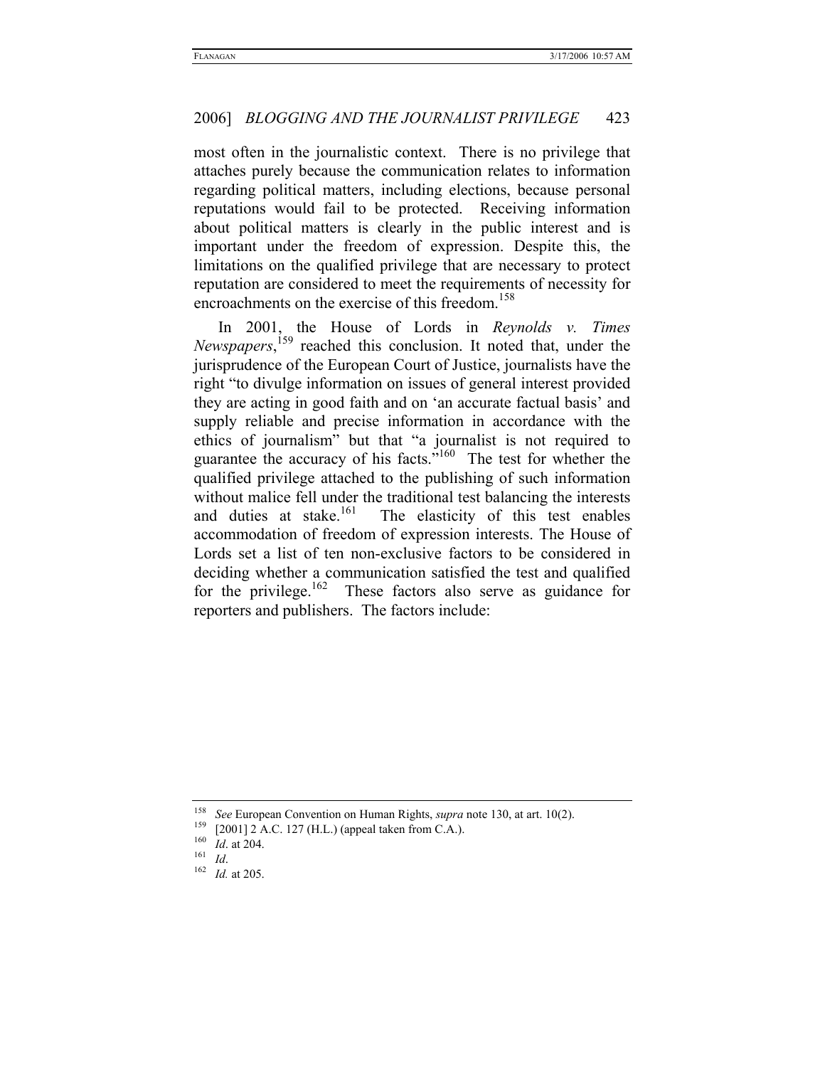most often in the journalistic context. There is no privilege that attaches purely because the communication relates to information regarding political matters, including elections, because personal reputations would fail to be protected. Receiving information about political matters is clearly in the public interest and is important under the freedom of expression. Despite this, the limitations on the qualified privilege that are necessary to protect reputation are considered to meet the requirements of necessity for encroachments on the exercise of this freedom.[158]

In 2001, the House of Lords in *Reynolds v. Times Newspapers*,[159] reached this conclusion. It noted that, under the jurisprudence of the European Court of Justice, journalists have the right "to divulge information on issues of general interest provided they are acting in good faith and on 'an accurate factual basis' and supply reliable and precise information in accordance with the ethics of journalism" but that "a journalist is not required to guarantee the accuracy of his facts."[160] The test for whether the qualified privilege attached to the publishing of such information without malice fell under the traditional test balancing the interests and duties at stake.[161] The elasticity of this test enables accommodation of freedom of expression interests. The House of Lords set a list of ten non-exclusive factors to be considered in deciding whether a communication satisfied the test and qualified for the privilege.[162] These factors also serve as guidance for reporters and publishers. The factors include:

---

[158] *See* European Convention on Human Rights, *supra* note 130, at art. 10(2).

[159] [2001] 2 A.C. 127 (H.L.) (appeal taken from C.A.).

[160] *Id*. at 204.

[161] *Id*.

[162] *Id.* at 205.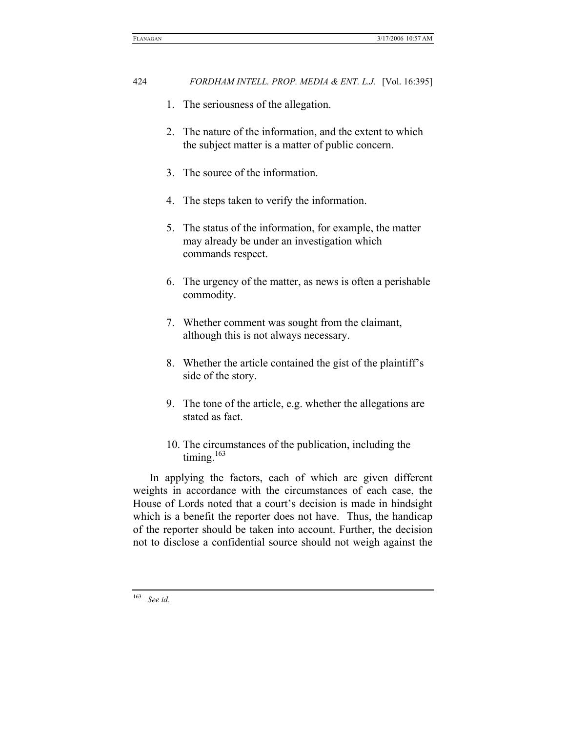1. The seriousness of the allegation.

2. The nature of the information, and the extent to which the subject matter is a matter of public concern.

3. The source of the information.

4. The steps taken to verify the information.

5. The status of the information, for example, the matter may already be under an investigation which commands respect.

6. The urgency of the matter, as news is often a perishable commodity.

7. Whether comment was sought from the claimant, although this is not always necessary.

8. Whether the article contained the gist of the plaintiff's side of the story.

9. The tone of the article, e.g. whether the allegations are stated as fact.

10. The circumstances of the publication, including the timing.[163]

In applying the factors, each of which are given different weights in accordance with the circumstances of each case, the House of Lords noted that a court's decision is made in hindsight which is a benefit the reporter does not have. Thus, the handicap of the reporter should be taken into account. Further, the decision not to disclose a confidential source should not weigh against the

---

[163] *See id.*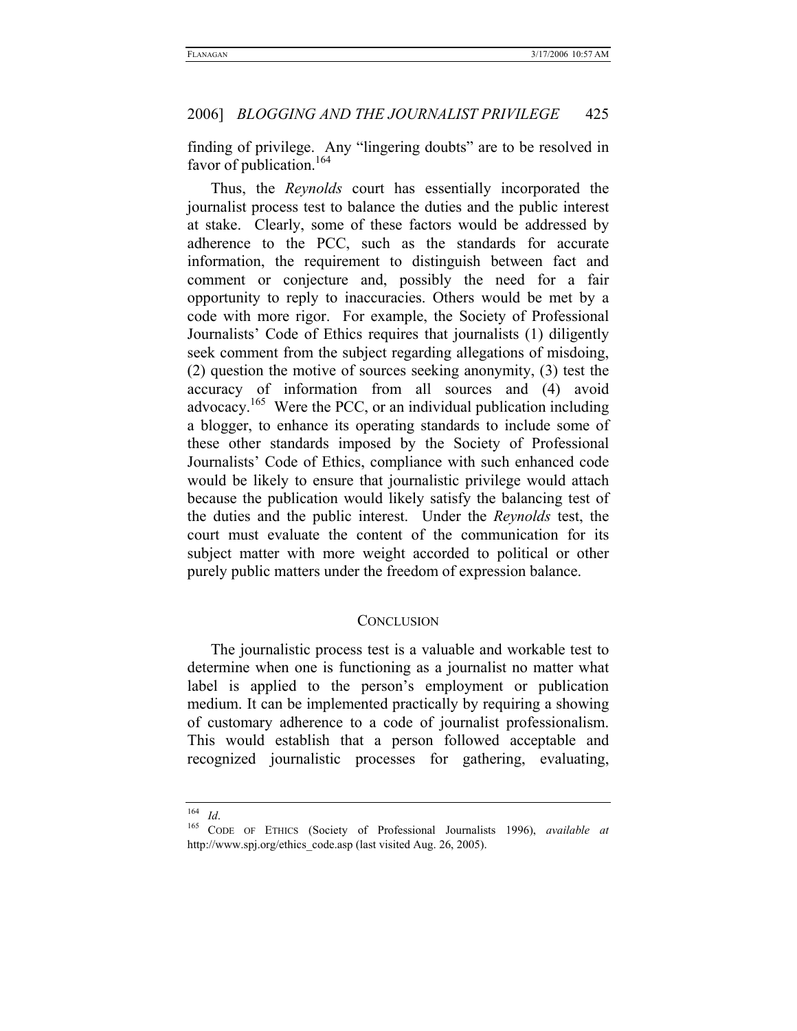finding of privilege. Any "lingering doubts" are to be resolved in favor of publication.[164]

Thus, the *Reynolds* court has essentially incorporated the journalist process test to balance the duties and the public interest at stake. Clearly, some of these factors would be addressed by adherence to the PCC, such as the standards for accurate information, the requirement to distinguish between fact and comment or conjecture and, possibly the need for a fair opportunity to reply to inaccuracies. Others would be met by a code with more rigor. For example, the Society of Professional Journalists' Code of Ethics requires that journalists (1) diligently seek comment from the subject regarding allegations of misdoing, (2) question the motive of sources seeking anonymity, (3) test the accuracy of information from all sources and (4) avoid advocacy.[165] Were the PCC, or an individual publication including a blogger, to enhance its operating standards to include some of these other standards imposed by the Society of Professional Journalists' Code of Ethics, compliance with such enhanced code would be likely to ensure that journalistic privilege would attach because the publication would likely satisfy the balancing test of the duties and the public interest. Under the *Reynolds* test, the court must evaluate the content of the communication for its subject matter with more weight accorded to political or other purely public matters under the freedom of expression balance.

## CONCLUSION

The journalistic process test is a valuable and workable test to determine when one is functioning as a journalist no matter what label is applied to the person's employment or publication medium. It can be implemented practically by requiring a showing of customary adherence to a code of journalist professionalism. This would establish that a person followed acceptable and recognized journalistic processes for gathering, evaluating,

---

[164] *Id*.

[165] CODE OF ETHICS (Society of Professional Journalists 1996), *available at* http://www.spj.org/ethics_code.asp (last visited Aug. 26, 2005).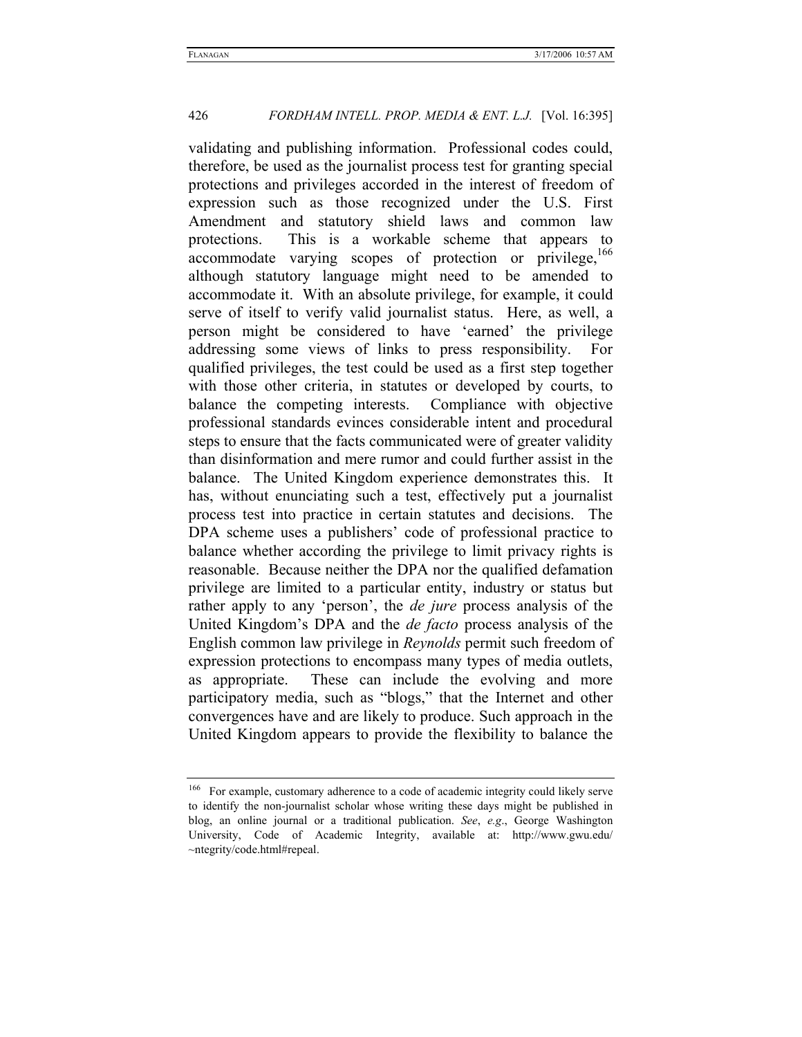validating and publishing information. Professional codes could, therefore, be used as the journalist process test for granting special protections and privileges accorded in the interest of freedom of expression such as those recognized under the U.S. First Amendment and statutory shield laws and common law protections. This is a workable scheme that appears to accommodate varying scopes of protection or privilege,[166] although statutory language might need to be amended to accommodate it. With an absolute privilege, for example, it could serve of itself to verify valid journalist status. Here, as well, a person might be considered to have 'earned' the privilege addressing some views of links to press responsibility. For qualified privileges, the test could be used as a first step together with those other criteria, in statutes or developed by courts, to balance the competing interests. Compliance with objective professional standards evinces considerable intent and procedural steps to ensure that the facts communicated were of greater validity than disinformation and mere rumor and could further assist in the balance. The United Kingdom experience demonstrates this. It has, without enunciating such a test, effectively put a journalist process test into practice in certain statutes and decisions. The DPA scheme uses a publishers' code of professional practice to balance whether according the privilege to limit privacy rights is reasonable. Because neither the DPA nor the qualified defamation privilege are limited to a particular entity, industry or status but rather apply to any 'person', the *de jure* process analysis of the United Kingdom's DPA and the *de facto* process analysis of the English common law privilege in *Reynolds* permit such freedom of expression protections to encompass many types of media outlets, as appropriate. These can include the evolving and more participatory media, such as "blogs," that the Internet and other convergences have and are likely to produce. Such approach in the United Kingdom appears to provide the flexibility to balance the

---

[166] For example, customary adherence to a code of academic integrity could likely serve to identify the non-journalist scholar whose writing these days might be published in blog, an online journal or a traditional publication. *See*, *e.g*., George Washington University, Code of Academic Integrity, available at: http://www.gwu.edu/~ntegrity/code.html#repeal.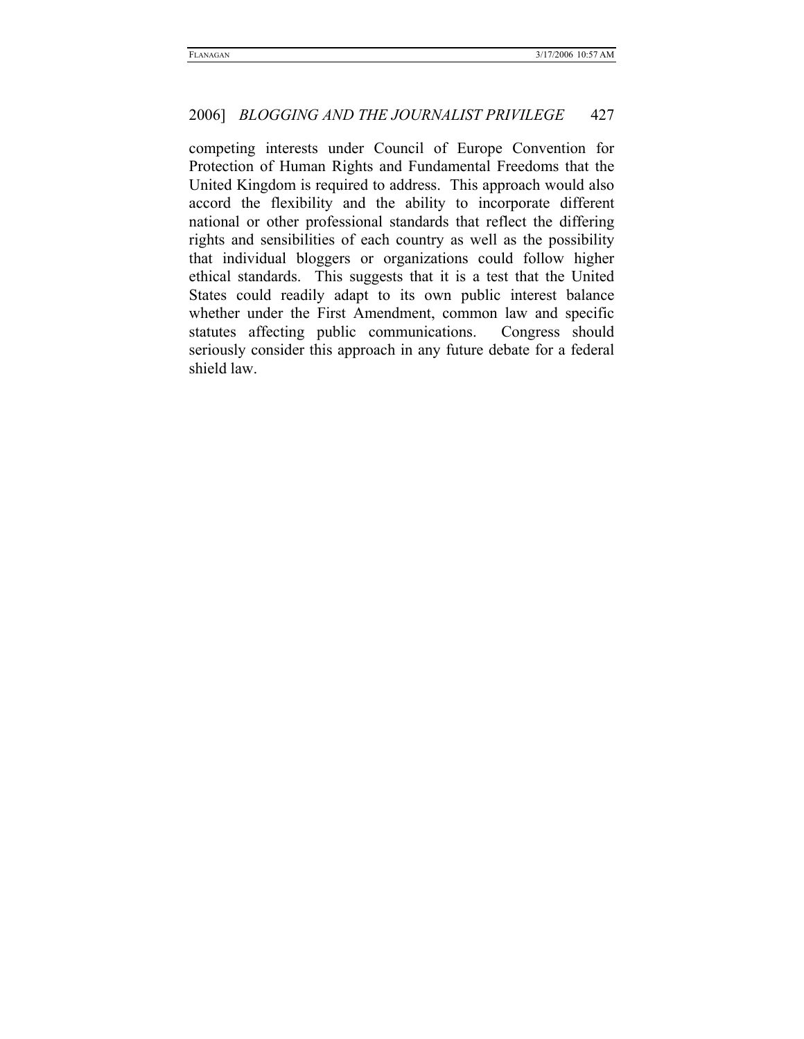competing interests under Council of Europe Convention for Protection of Human Rights and Fundamental Freedoms that the United Kingdom is required to address. This approach would also accord the flexibility and the ability to incorporate different national or other professional standards that reflect the differing rights and sensibilities of each country as well as the possibility that individual bloggers or organizations could follow higher ethical standards. This suggests that it is a test that the United States could readily adapt to its own public interest balance whether under the First Amendment, common law and specific statutes affecting public communications. Congress should seriously consider this approach in any future debate for a federal shield law.